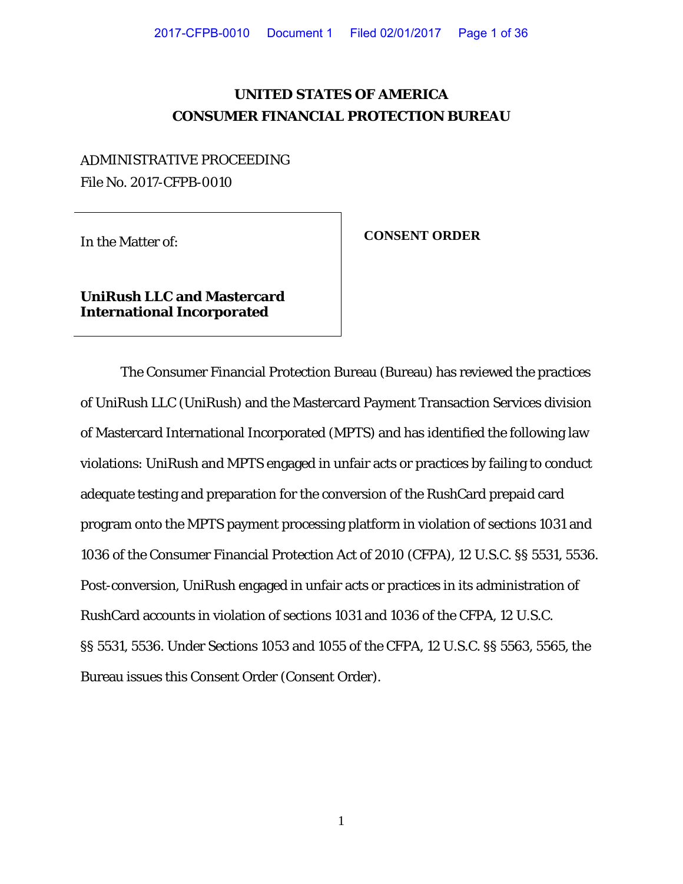# UNITED STATES OF AMERICA
# CONSUMER FINANCIAL PROTECTION BUREAU

ADMINISTRATIVE PROCEEDING
File No. 2017-CFPB-0010

| In the Matter of: **UniRush LLC and Mastercard International Incorporated** | **CONSENT ORDER** |
| --- | --- |

The Consumer Financial Protection Bureau (Bureau) has reviewed the practices of UniRush LLC (UniRush) and the Mastercard Payment Transaction Services division of Mastercard International Incorporated (MPTS) and has identified the following law violations: UniRush and MPTS engaged in unfair acts or practices by failing to conduct adequate testing and preparation for the conversion of the RushCard prepaid card program onto the MPTS payment processing platform in violation of sections 1031 and 1036 of the Consumer Financial Protection Act of 2010 (CFPA), 12 U.S.C. §§ 5531, 5536. Post-conversion, UniRush engaged in unfair acts or practices in its administration of RushCard accounts in violation of sections 1031 and 1036 of the CFPA, 12 U.S.C. §§ 5531, 5536. Under Sections 1053 and 1055 of the CFPA, 12 U.S.C. §§ 5563, 5565, the Bureau issues this Consent Order (Consent Order).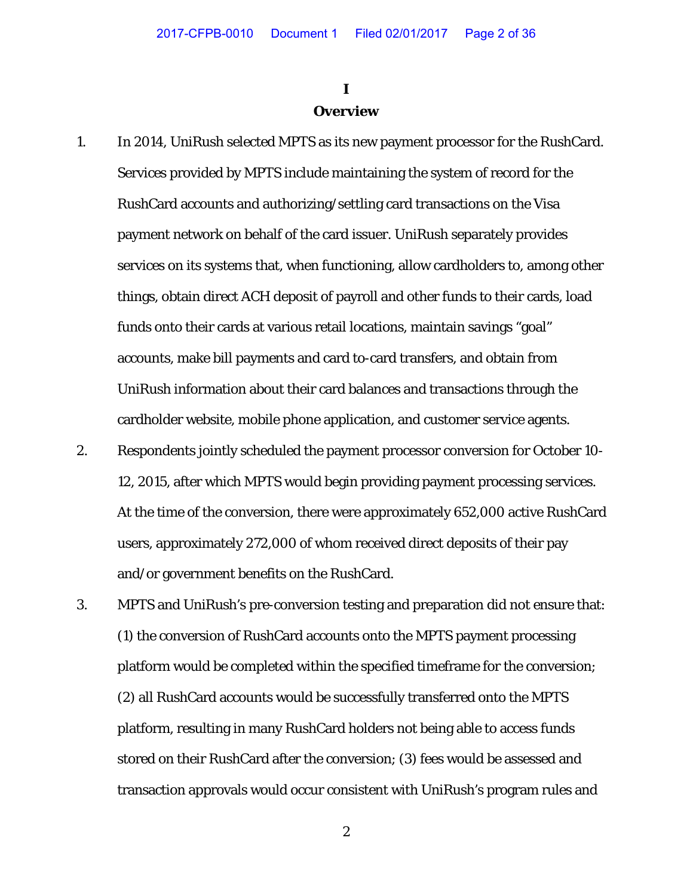# I

## Overview

1. In 2014, UniRush selected MPTS as its new payment processor for the RushCard. Services provided by MPTS include maintaining the system of record for the RushCard accounts and authorizing/settling card transactions on the Visa payment network on behalf of the card issuer. UniRush separately provides services on its systems that, when functioning, allow cardholders to, among other things, obtain direct ACH deposit of payroll and other funds to their cards, load funds onto their cards at various retail locations, maintain savings "goal" accounts, make bill payments and card to-card transfers, and obtain from UniRush information about their card balances and transactions through the cardholder website, mobile phone application, and customer service agents.

2. Respondents jointly scheduled the payment processor conversion for October 10-12, 2015, after which MPTS would begin providing payment processing services. At the time of the conversion, there were approximately 652,000 active RushCard users, approximately 272,000 of whom received direct deposits of their pay and/or government benefits on the RushCard.

3. MPTS and UniRush's pre-conversion testing and preparation did not ensure that: (1) the conversion of RushCard accounts onto the MPTS payment processing platform would be completed within the specified timeframe for the conversion; (2) all RushCard accounts would be successfully transferred onto the MPTS platform, resulting in many RushCard holders not being able to access funds stored on their RushCard after the conversion; (3) fees would be assessed and transaction approvals would occur consistent with UniRush's program rules and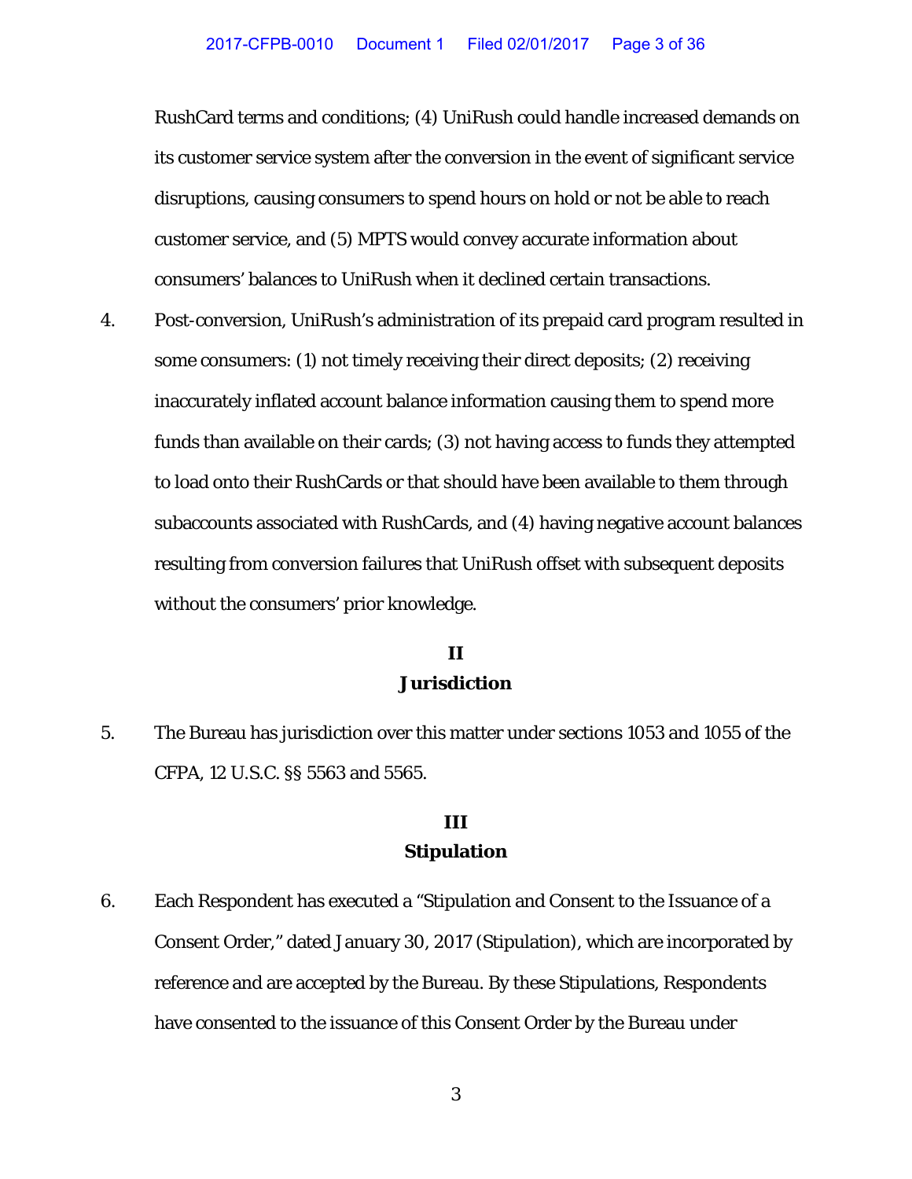RushCard terms and conditions; (4) UniRush could handle increased demands on its customer service system after the conversion in the event of significant service disruptions, causing consumers to spend hours on hold or not be able to reach customer service, and (5) MPTS would convey accurate information about consumers' balances to UniRush when it declined certain transactions.

4. Post-conversion, UniRush's administration of its prepaid card program resulted in some consumers: (1) not timely receiving their direct deposits; (2) receiving inaccurately inflated account balance information causing them to spend more funds than available on their cards; (3) not having access to funds they attempted to load onto their RushCards or that should have been available to them through subaccounts associated with RushCards, and (4) having negative account balances resulting from conversion failures that UniRush offset with subsequent deposits without the consumers' prior knowledge.

## II
## Jurisdiction

5. The Bureau has jurisdiction over this matter under sections 1053 and 1055 of the CFPA, 12 U.S.C. §§ 5563 and 5565.

## III
## Stipulation

6. Each Respondent has executed a "Stipulation and Consent to the Issuance of a Consent Order," dated January 30, 2017 (Stipulation), which are incorporated by reference and are accepted by the Bureau. By these Stipulations, Respondents have consented to the issuance of this Consent Order by the Bureau under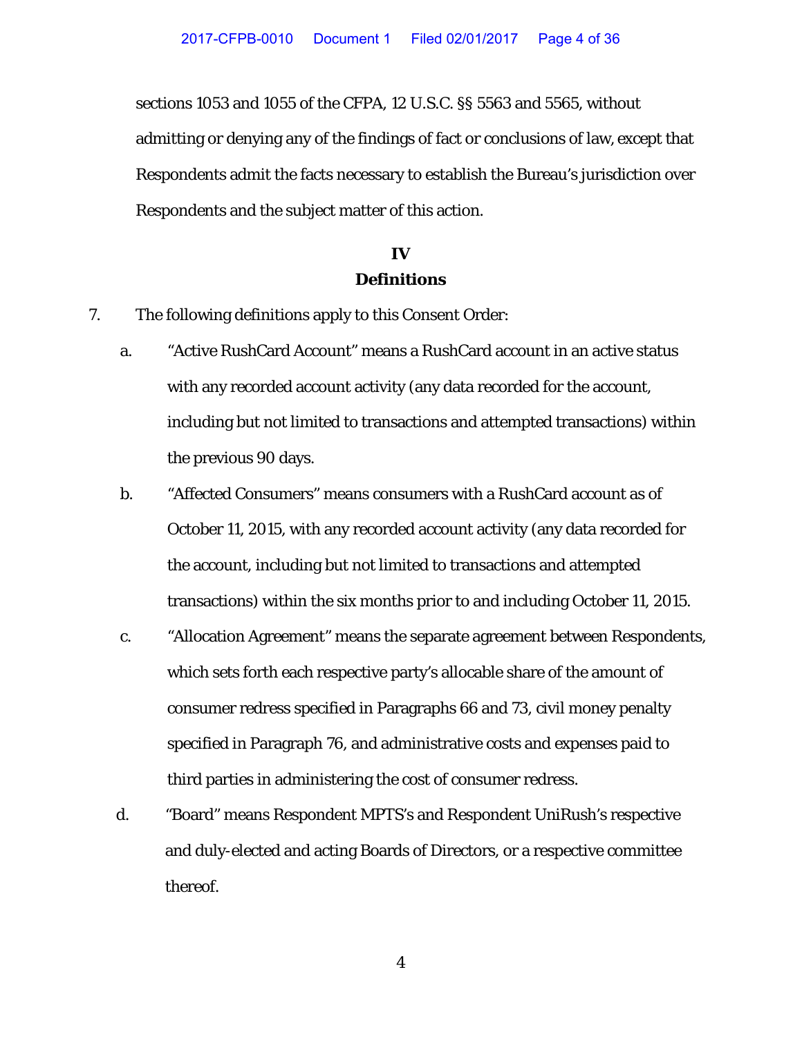sections 1053 and 1055 of the CFPA, 12 U.S.C. §§ 5563 and 5565, without admitting or denying any of the findings of fact or conclusions of law, except that Respondents admit the facts necessary to establish the Bureau's jurisdiction over Respondents and the subject matter of this action.

## IV
## Definitions

7. The following definitions apply to this Consent Order:

   a. "Active RushCard Account" means a RushCard account in an active status with any recorded account activity (any data recorded for the account, including but not limited to transactions and attempted transactions) within the previous 90 days.

   b. "Affected Consumers" means consumers with a RushCard account as of October 11, 2015, with any recorded account activity (any data recorded for the account, including but not limited to transactions and attempted transactions) within the six months prior to and including October 11, 2015.

   c. "Allocation Agreement" means the separate agreement between Respondents, which sets forth each respective party's allocable share of the amount of consumer redress specified in Paragraphs 66 and 73, civil money penalty specified in Paragraph 76, and administrative costs and expenses paid to third parties in administering the cost of consumer redress.

   d. "Board" means Respondent MPTS's and Respondent UniRush's respective and duly-elected and acting Boards of Directors, or a respective committee thereof.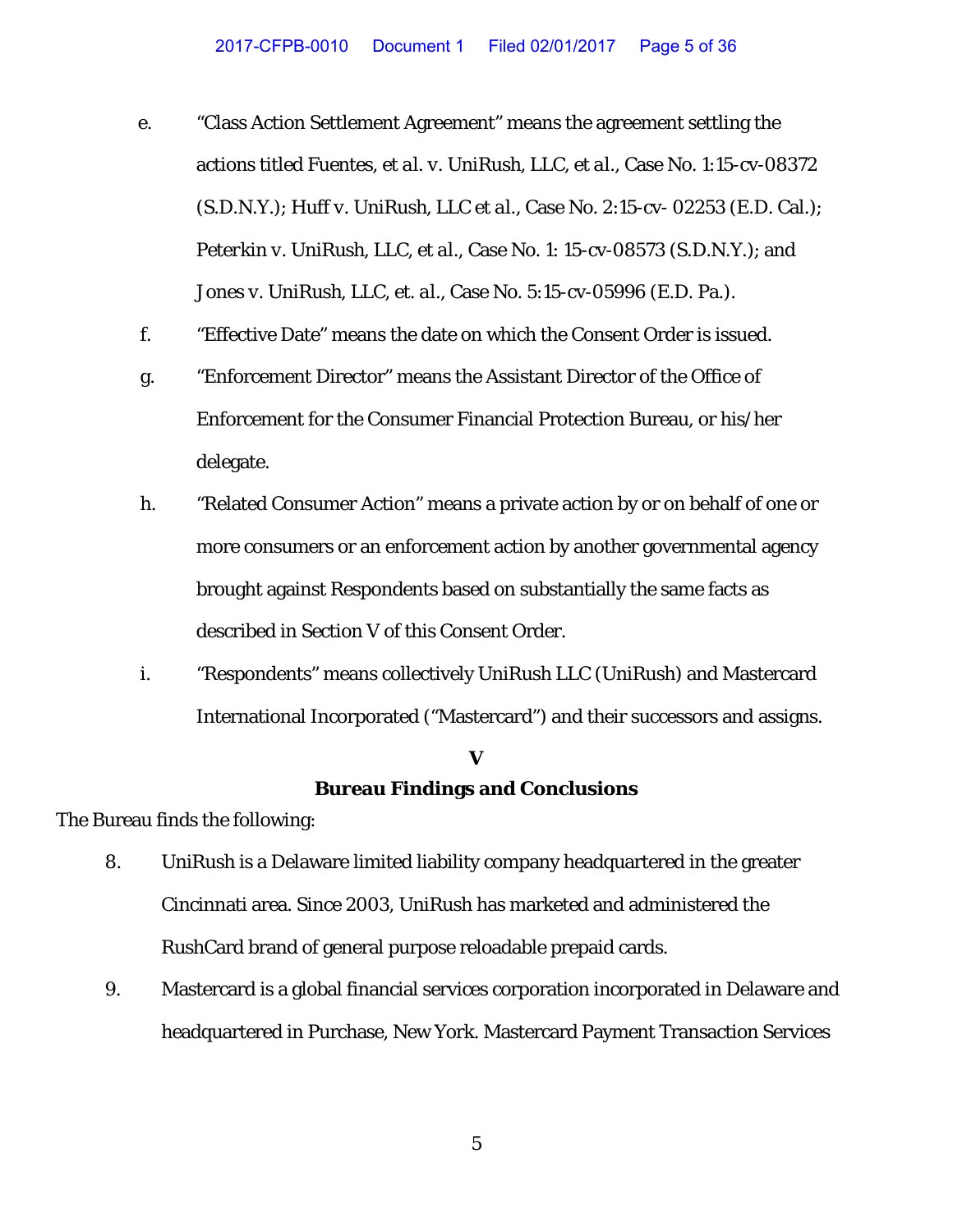e. "Class Action Settlement Agreement" means the agreement settling the actions titled *Fuentes, et al. v. UniRush, LLC, et al.*, Case No. 1:15-cv-08372 (S.D.N.Y.); *Huff v. UniRush, LLC et al.*, Case No. 2:15-cv- 02253 (E.D. Cal.); *Peterkin v. UniRush, LLC, et al.*, Case No. 1: 15-cv-08573 (S.D.N.Y.); and *Jones v. UniRush, LLC, et. al.*, Case No. 5:15-cv-05996 (E.D. Pa.).

f. "Effective Date" means the date on which the Consent Order is issued.

g. "Enforcement Director" means the Assistant Director of the Office of Enforcement for the Consumer Financial Protection Bureau, or his/her delegate.

h. "Related Consumer Action" means a private action by or on behalf of one or more consumers or an enforcement action by another governmental agency brought against Respondents based on substantially the same facts as described in Section V of this Consent Order.

i. "Respondents" means collectively UniRush LLC (UniRush) and Mastercard International Incorporated ("Mastercard") and their successors and assigns.

## V
## Bureau Findings and Conclusions

The Bureau finds the following:

8. UniRush is a Delaware limited liability company headquartered in the greater Cincinnati area. Since 2003, UniRush has marketed and administered the RushCard brand of general purpose reloadable prepaid cards.

9. Mastercard is a global financial services corporation incorporated in Delaware and headquartered in Purchase, New York. Mastercard Payment Transaction Services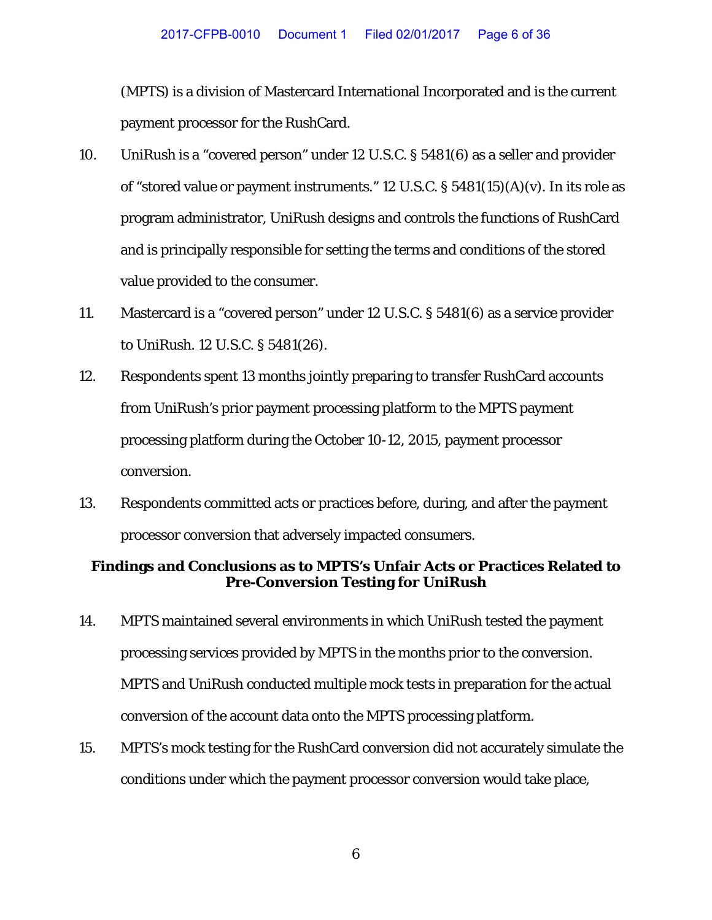(MPTS) is a division of Mastercard International Incorporated and is the current payment processor for the RushCard.

10. UniRush is a "covered person" under 12 U.S.C. § 5481(6) as a seller and provider of "stored value or payment instruments." 12 U.S.C. § 5481(15)(A)(v). In its role as program administrator, UniRush designs and controls the functions of RushCard and is principally responsible for setting the terms and conditions of the stored value provided to the consumer.

11. Mastercard is a "covered person" under 12 U.S.C. § 5481(6) as a service provider to UniRush. 12 U.S.C. § 5481(26).

12. Respondents spent 13 months jointly preparing to transfer RushCard accounts from UniRush's prior payment processing platform to the MPTS payment processing platform during the October 10-12, 2015, payment processor conversion.

13. Respondents committed acts or practices before, during, and after the payment processor conversion that adversely impacted consumers.

**Findings and Conclusions as to MPTS's Unfair Acts or Practices Related to Pre-Conversion Testing for UniRush**

14. MPTS maintained several environments in which UniRush tested the payment processing services provided by MPTS in the months prior to the conversion. MPTS and UniRush conducted multiple mock tests in preparation for the actual conversion of the account data onto the MPTS processing platform.

15. MPTS's mock testing for the RushCard conversion did not accurately simulate the conditions under which the payment processor conversion would take place,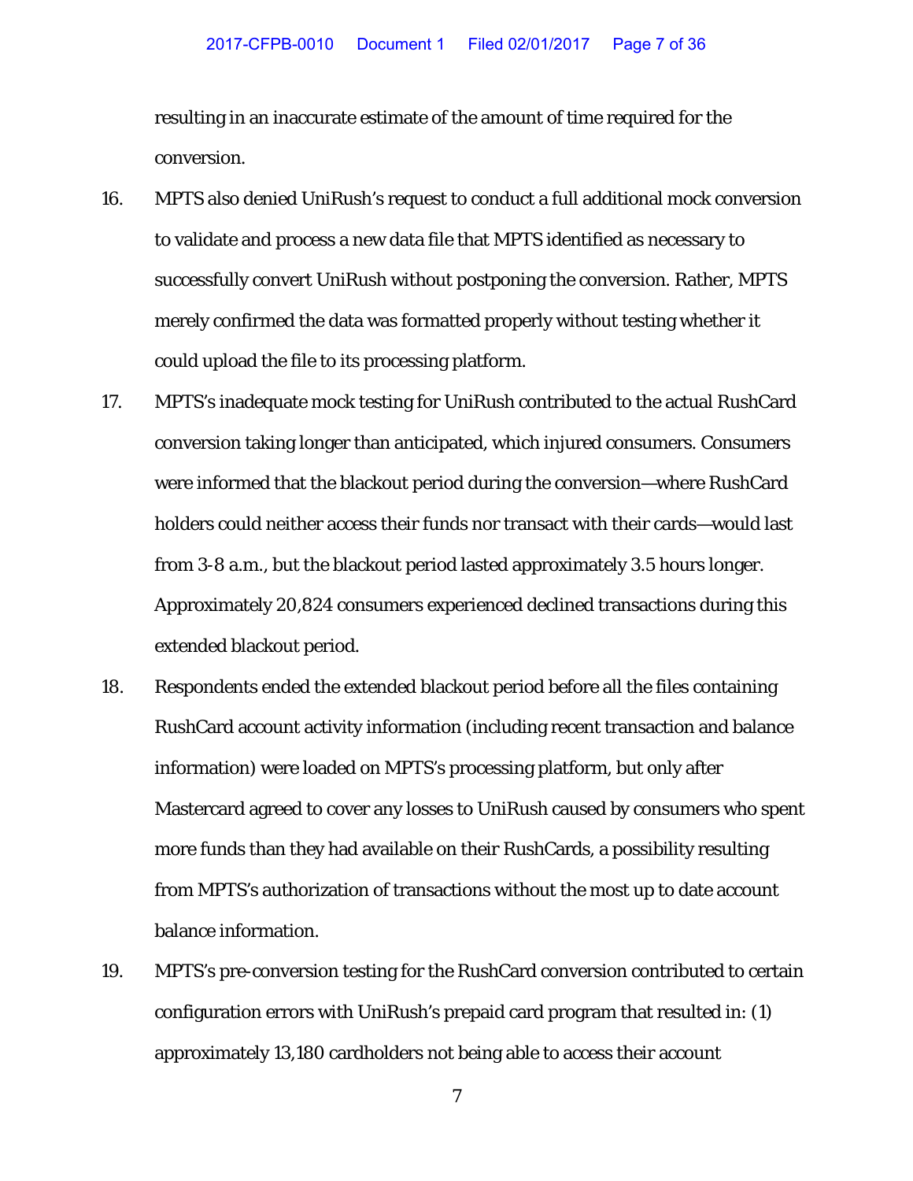resulting in an inaccurate estimate of the amount of time required for the conversion.

16. MPTS also denied UniRush's request to conduct a full additional mock conversion to validate and process a new data file that MPTS identified as necessary to successfully convert UniRush without postponing the conversion. Rather, MPTS merely confirmed the data was formatted properly without testing whether it could upload the file to its processing platform.

17. MPTS's inadequate mock testing for UniRush contributed to the actual RushCard conversion taking longer than anticipated, which injured consumers. Consumers were informed that the blackout period during the conversion—where RushCard holders could neither access their funds nor transact with their cards—would last from 3-8 a.m., but the blackout period lasted approximately 3.5 hours longer. Approximately 20,824 consumers experienced declined transactions during this extended blackout period.

18. Respondents ended the extended blackout period before all the files containing RushCard account activity information (including recent transaction and balance information) were loaded on MPTS's processing platform, but only after Mastercard agreed to cover any losses to UniRush caused by consumers who spent more funds than they had available on their RushCards, a possibility resulting from MPTS's authorization of transactions without the most up to date account balance information.

19. MPTS's pre-conversion testing for the RushCard conversion contributed to certain configuration errors with UniRush's prepaid card program that resulted in: (1) approximately 13,180 cardholders not being able to access their account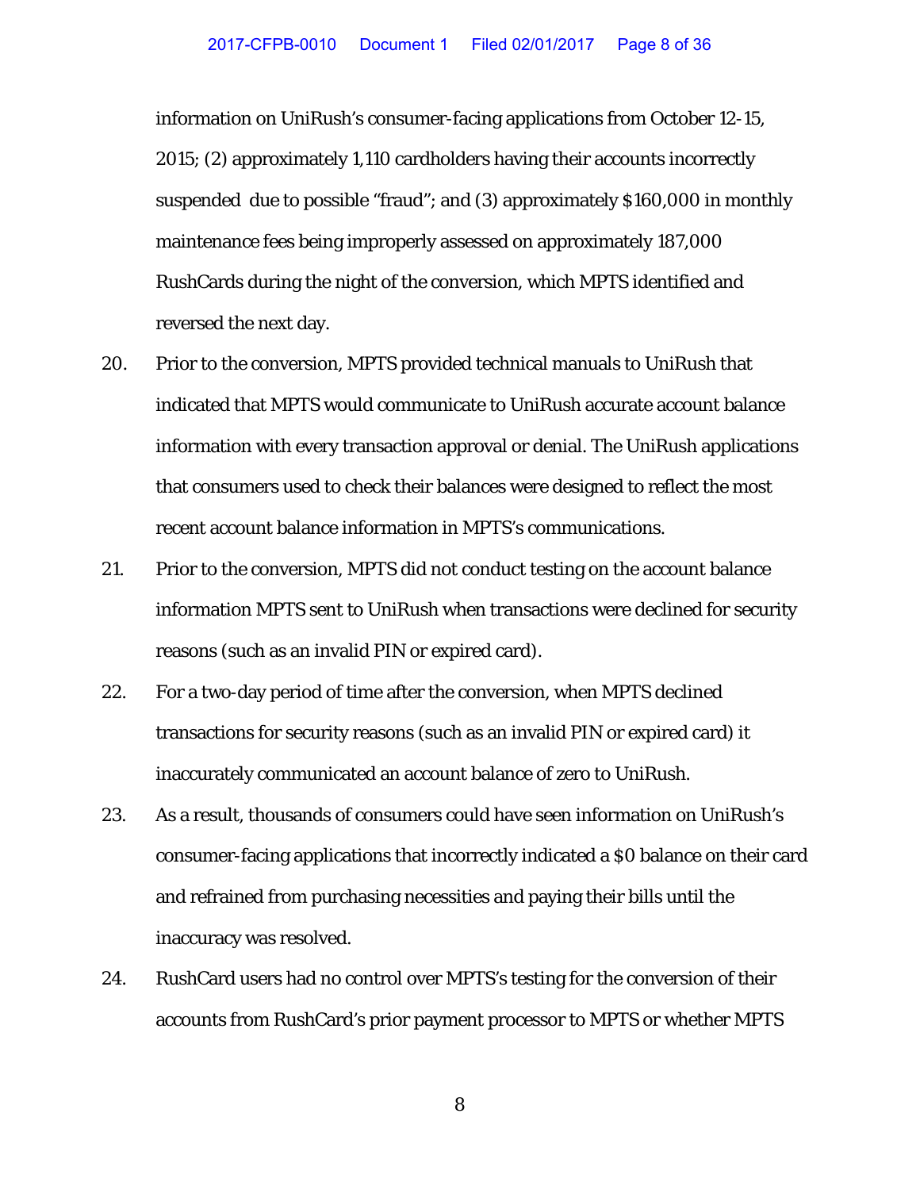information on UniRush's consumer-facing applications from October 12-15, 2015; (2) approximately 1,110 cardholders having their accounts incorrectly suspended due to possible "fraud"; and (3) approximately $160,000 in monthly maintenance fees being improperly assessed on approximately 187,000 RushCards during the night of the conversion, which MPTS identified and reversed the next day.

20. Prior to the conversion, MPTS provided technical manuals to UniRush that indicated that MPTS would communicate to UniRush accurate account balance information with every transaction approval or denial. The UniRush applications that consumers used to check their balances were designed to reflect the most recent account balance information in MPTS's communications.

21. Prior to the conversion, MPTS did not conduct testing on the account balance information MPTS sent to UniRush when transactions were declined for security reasons (such as an invalid PIN or expired card).

22. For a two-day period of time after the conversion, when MPTS declined transactions for security reasons (such as an invalid PIN or expired card) it inaccurately communicated an account balance of zero to UniRush.

23. As a result, thousands of consumers could have seen information on UniRush's consumer-facing applications that incorrectly indicated a $0 balance on their card and refrained from purchasing necessities and paying their bills until the inaccuracy was resolved.

24. RushCard users had no control over MPTS's testing for the conversion of their accounts from RushCard's prior payment processor to MPTS or whether MPTS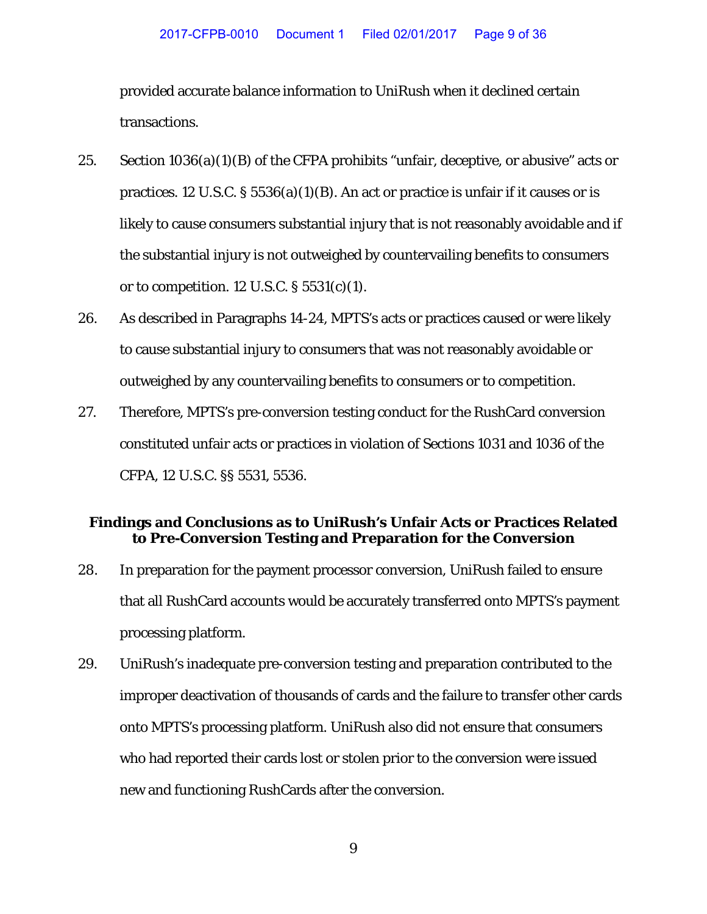provided accurate balance information to UniRush when it declined certain transactions.

25. Section 1036(a)(1)(B) of the CFPA prohibits "unfair, deceptive, or abusive" acts or practices. 12 U.S.C. § 5536(a)(1)(B). An act or practice is unfair if it causes or is likely to cause consumers substantial injury that is not reasonably avoidable and if the substantial injury is not outweighed by countervailing benefits to consumers or to competition. 12 U.S.C. § 5531(c)(1).

26. As described in Paragraphs 14-24, MPTS's acts or practices caused or were likely to cause substantial injury to consumers that was not reasonably avoidable or outweighed by any countervailing benefits to consumers or to competition.

27. Therefore, MPTS's pre-conversion testing conduct for the RushCard conversion constituted unfair acts or practices in violation of Sections 1031 and 1036 of the CFPA, 12 U.S.C. §§ 5531, 5536.

**Findings and Conclusions as to UniRush's Unfair Acts or Practices Related to Pre-Conversion Testing and Preparation for the Conversion**

28. In preparation for the payment processor conversion, UniRush failed to ensure that all RushCard accounts would be accurately transferred onto MPTS's payment processing platform.

29. UniRush's inadequate pre-conversion testing and preparation contributed to the improper deactivation of thousands of cards and the failure to transfer other cards onto MPTS's processing platform. UniRush also did not ensure that consumers who had reported their cards lost or stolen prior to the conversion were issued new and functioning RushCards after the conversion.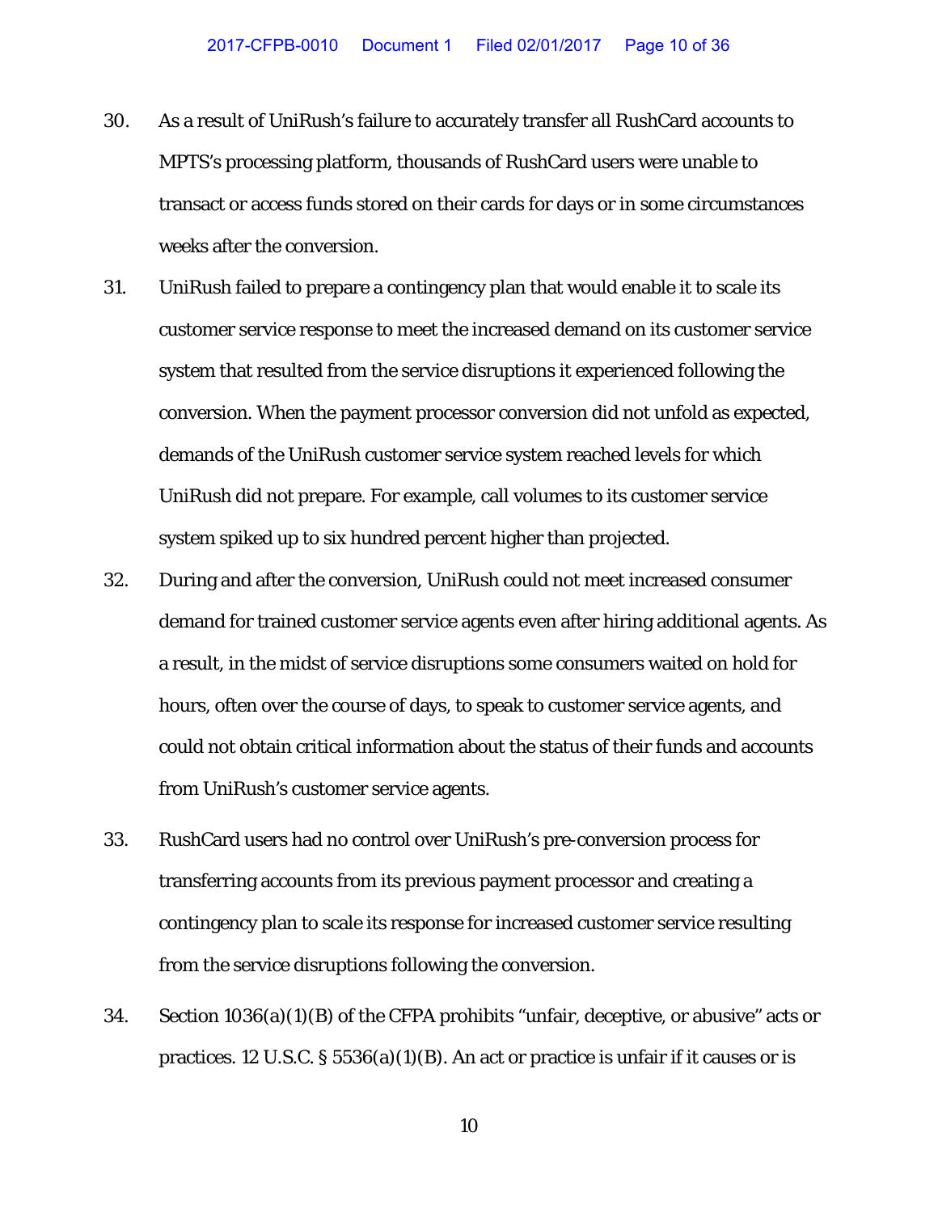30. As a result of UniRush's failure to accurately transfer all RushCard accounts to MPTS's processing platform, thousands of RushCard users were unable to transact or access funds stored on their cards for days or in some circumstances weeks after the conversion.

31. UniRush failed to prepare a contingency plan that would enable it to scale its customer service response to meet the increased demand on its customer service system that resulted from the service disruptions it experienced following the conversion. When the payment processor conversion did not unfold as expected, demands of the UniRush customer service system reached levels for which UniRush did not prepare. For example, call volumes to its customer service system spiked up to six hundred percent higher than projected.

32. During and after the conversion, UniRush could not meet increased consumer demand for trained customer service agents even after hiring additional agents. As a result, in the midst of service disruptions some consumers waited on hold for hours, often over the course of days, to speak to customer service agents, and could not obtain critical information about the status of their funds and accounts from UniRush's customer service agents.

33. RushCard users had no control over UniRush's pre-conversion process for transferring accounts from its previous payment processor and creating a contingency plan to scale its response for increased customer service resulting from the service disruptions following the conversion.

34. Section 1036(a)(1)(B) of the CFPA prohibits "unfair, deceptive, or abusive" acts or practices. 12 U.S.C. § 5536(a)(1)(B). An act or practice is unfair if it causes or is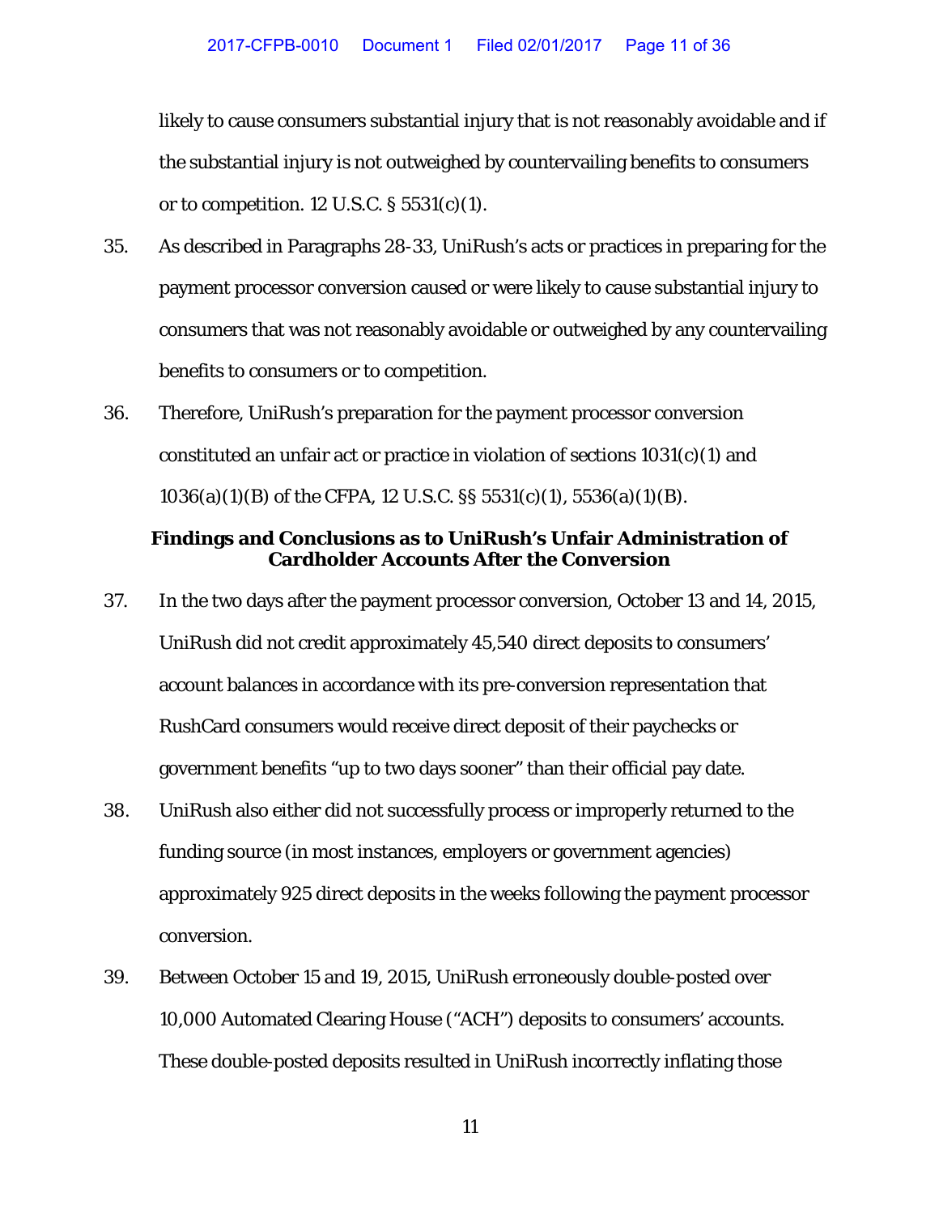likely to cause consumers substantial injury that is not reasonably avoidable and if the substantial injury is not outweighed by countervailing benefits to consumers or to competition. 12 U.S.C. § 5531(c)(1).

35. As described in Paragraphs 28-33, UniRush's acts or practices in preparing for the payment processor conversion caused or were likely to cause substantial injury to consumers that was not reasonably avoidable or outweighed by any countervailing benefits to consumers or to competition.

36. Therefore, UniRush's preparation for the payment processor conversion constituted an unfair act or practice in violation of sections 1031(c)(1) and 1036(a)(1)(B) of the CFPA, 12 U.S.C. §§ 5531(c)(1), 5536(a)(1)(B).

### Findings and Conclusions as to UniRush's Unfair Administration of Cardholder Accounts After the Conversion

37. In the two days after the payment processor conversion, October 13 and 14, 2015, UniRush did not credit approximately 45,540 direct deposits to consumers' account balances in accordance with its pre-conversion representation that RushCard consumers would receive direct deposit of their paychecks or government benefits "up to two days sooner" than their official pay date.

38. UniRush also either did not successfully process or improperly returned to the funding source (in most instances, employers or government agencies) approximately 925 direct deposits in the weeks following the payment processor conversion.

39. Between October 15 and 19, 2015, UniRush erroneously double-posted over 10,000 Automated Clearing House ("ACH") deposits to consumers' accounts. These double-posted deposits resulted in UniRush incorrectly inflating those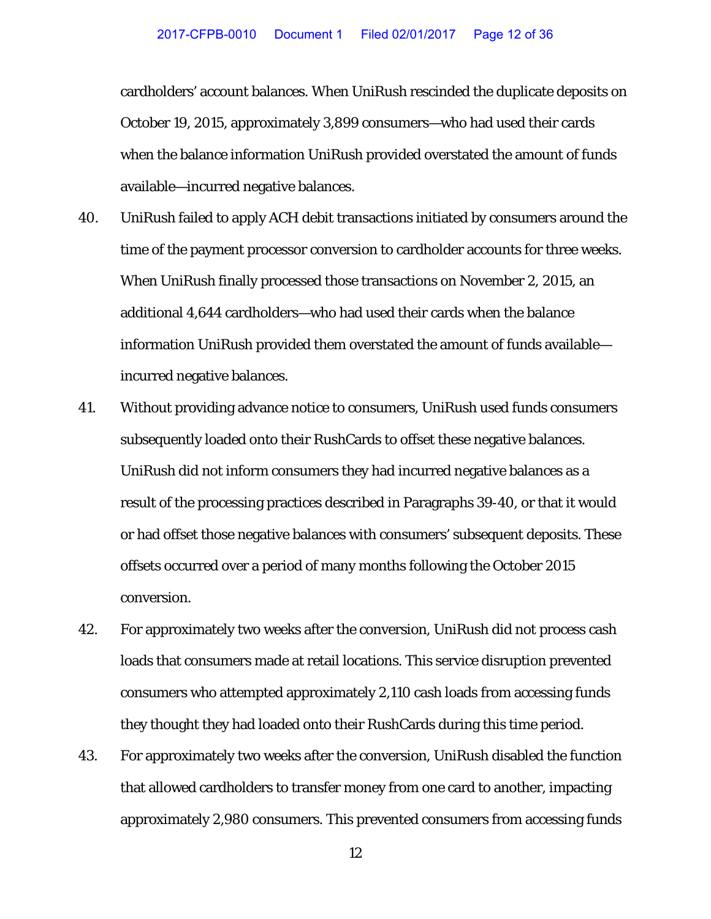cardholders' account balances. When UniRush rescinded the duplicate deposits on October 19, 2015, approximately 3,899 consumers—who had used their cards when the balance information UniRush provided overstated the amount of funds available—incurred negative balances.

40. UniRush failed to apply ACH debit transactions initiated by consumers around the time of the payment processor conversion to cardholder accounts for three weeks. When UniRush finally processed those transactions on November 2, 2015, an additional 4,644 cardholders—who had used their cards when the balance information UniRush provided them overstated the amount of funds available—incurred negative balances.

41. Without providing advance notice to consumers, UniRush used funds consumers subsequently loaded onto their RushCards to offset these negative balances. UniRush did not inform consumers they had incurred negative balances as a result of the processing practices described in Paragraphs 39-40, or that it would or had offset those negative balances with consumers' subsequent deposits. These offsets occurred over a period of many months following the October 2015 conversion.

42. For approximately two weeks after the conversion, UniRush did not process cash loads that consumers made at retail locations. This service disruption prevented consumers who attempted approximately 2,110 cash loads from accessing funds they thought they had loaded onto their RushCards during this time period.

43. For approximately two weeks after the conversion, UniRush disabled the function that allowed cardholders to transfer money from one card to another, impacting approximately 2,980 consumers. This prevented consumers from accessing funds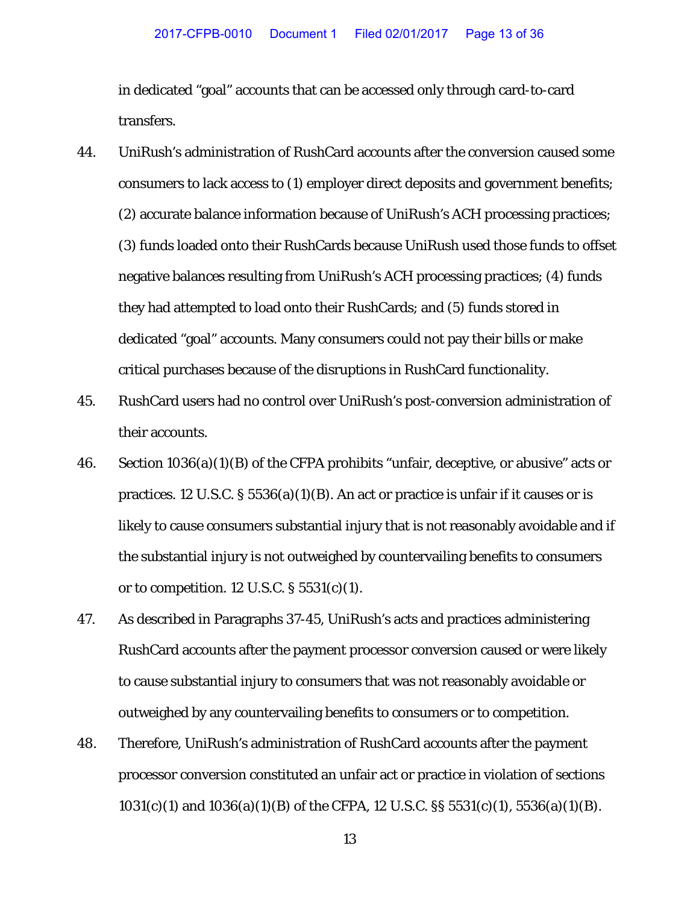in dedicated "goal" accounts that can be accessed only through card-to-card transfers.

44. UniRush's administration of RushCard accounts after the conversion caused some consumers to lack access to (1) employer direct deposits and government benefits; (2) accurate balance information because of UniRush's ACH processing practices; (3) funds loaded onto their RushCards because UniRush used those funds to offset negative balances resulting from UniRush's ACH processing practices; (4) funds they had attempted to load onto their RushCards; and (5) funds stored in dedicated "goal" accounts. Many consumers could not pay their bills or make critical purchases because of the disruptions in RushCard functionality.

45. RushCard users had no control over UniRush's post-conversion administration of their accounts.

46. Section 1036(a)(1)(B) of the CFPA prohibits "unfair, deceptive, or abusive" acts or practices. 12 U.S.C. § 5536(a)(1)(B). An act or practice is unfair if it causes or is likely to cause consumers substantial injury that is not reasonably avoidable and if the substantial injury is not outweighed by countervailing benefits to consumers or to competition. 12 U.S.C. § 5531(c)(1).

47. As described in Paragraphs 37-45, UniRush's acts and practices administering RushCard accounts after the payment processor conversion caused or were likely to cause substantial injury to consumers that was not reasonably avoidable or outweighed by any countervailing benefits to consumers or to competition.

48. Therefore, UniRush's administration of RushCard accounts after the payment processor conversion constituted an unfair act or practice in violation of sections 1031(c)(1) and 1036(a)(1)(B) of the CFPA, 12 U.S.C. §§ 5531(c)(1), 5536(a)(1)(B).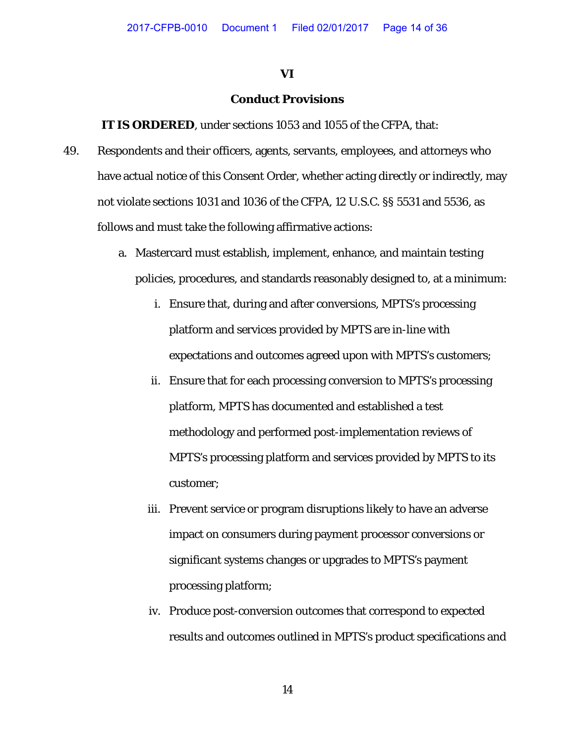## VI

## Conduct Provisions

**IT IS ORDERED**, under sections 1053 and 1055 of the CFPA, that:

49. Respondents and their officers, agents, servants, employees, and attorneys who have actual notice of this Consent Order, whether acting directly or indirectly, may not violate sections 1031 and 1036 of the CFPA, 12 U.S.C. §§ 5531 and 5536, as follows and must take the following affirmative actions:

    a. Mastercard must establish, implement, enhance, and maintain testing policies, procedures, and standards reasonably designed to, at a minimum:

        i. Ensure that, during and after conversions, MPTS's processing platform and services provided by MPTS are in-line with expectations and outcomes agreed upon with MPTS's customers;

        ii. Ensure that for each processing conversion to MPTS's processing platform, MPTS has documented and established a test methodology and performed post-implementation reviews of MPTS's processing platform and services provided by MPTS to its customer;

        iii. Prevent service or program disruptions likely to have an adverse impact on consumers during payment processor conversions or significant systems changes or upgrades to MPTS's payment processing platform;

        iv. Produce post-conversion outcomes that correspond to expected results and outcomes outlined in MPTS's product specifications and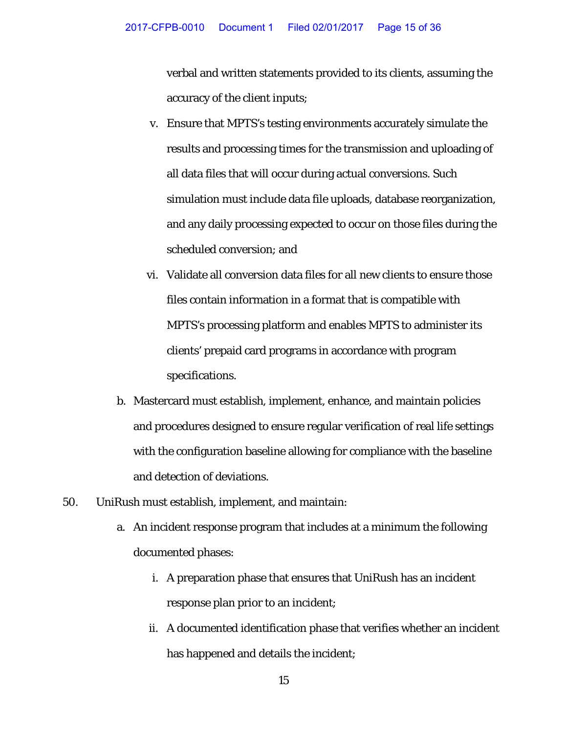verbal and written statements provided to its clients, assuming the accuracy of the client inputs;

v. Ensure that MPTS's testing environments accurately simulate the results and processing times for the transmission and uploading of all data files that will occur during actual conversions. Such simulation must include data file uploads, database reorganization, and any daily processing expected to occur on those files during the scheduled conversion; and

vi. Validate all conversion data files for all new clients to ensure those files contain information in a format that is compatible with MPTS's processing platform and enables MPTS to administer its clients' prepaid card programs in accordance with program specifications.

b. Mastercard must establish, implement, enhance, and maintain policies and procedures designed to ensure regular verification of real life settings with the configuration baseline allowing for compliance with the baseline and detection of deviations.

50. UniRush must establish, implement, and maintain:

a. An incident response program that includes at a minimum the following documented phases:

i. A preparation phase that ensures that UniRush has an incident response plan prior to an incident;

ii. A documented identification phase that verifies whether an incident has happened and details the incident;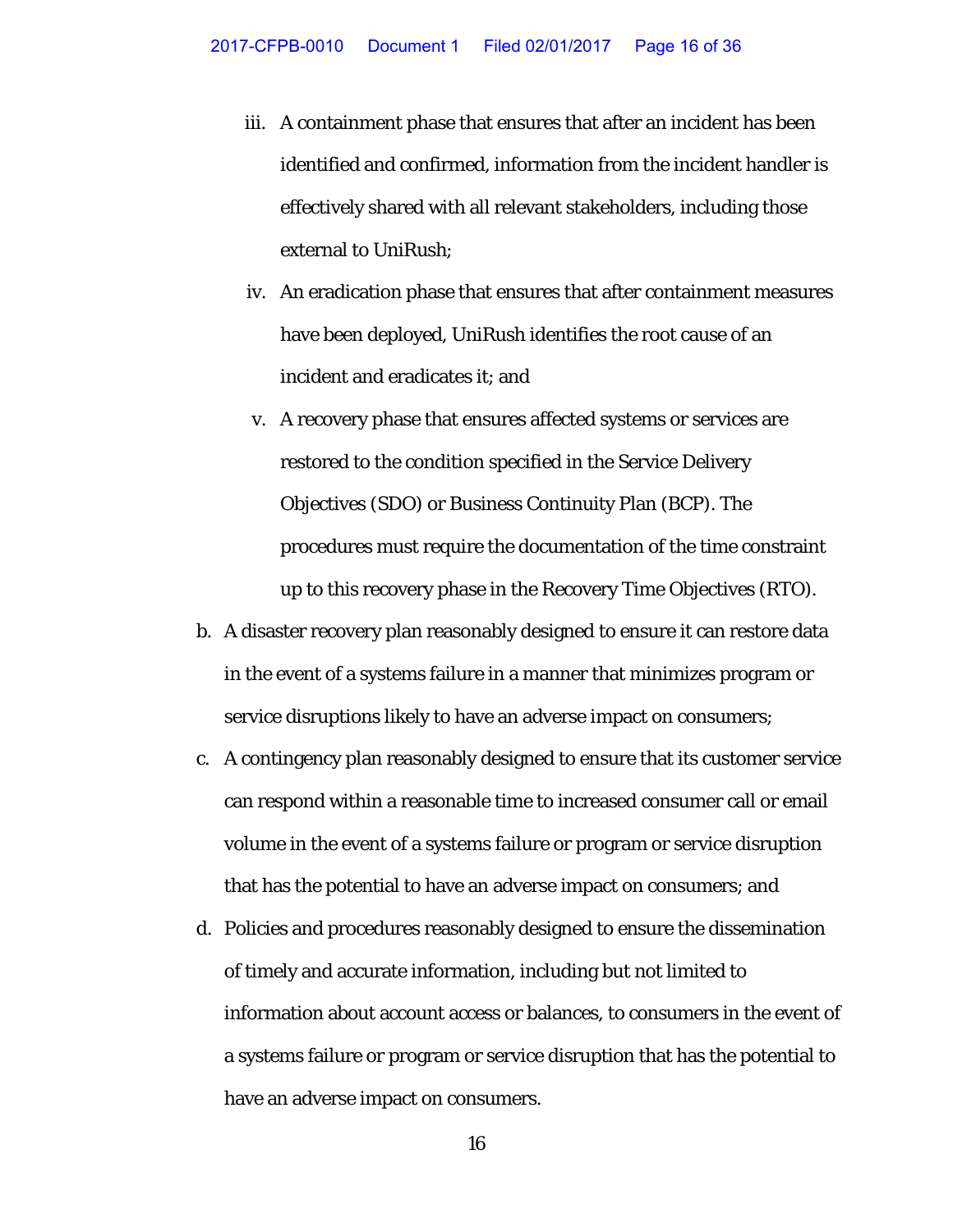iii. A containment phase that ensures that after an incident has been identified and confirmed, information from the incident handler is effectively shared with all relevant stakeholders, including those external to UniRush;

iv. An eradication phase that ensures that after containment measures have been deployed, UniRush identifies the root cause of an incident and eradicates it; and

v. A recovery phase that ensures affected systems or services are restored to the condition specified in the Service Delivery Objectives (SDO) or Business Continuity Plan (BCP). The procedures must require the documentation of the time constraint up to this recovery phase in the Recovery Time Objectives (RTO).

b. A disaster recovery plan reasonably designed to ensure it can restore data in the event of a systems failure in a manner that minimizes program or service disruptions likely to have an adverse impact on consumers;

c. A contingency plan reasonably designed to ensure that its customer service can respond within a reasonable time to increased consumer call or email volume in the event of a systems failure or program or service disruption that has the potential to have an adverse impact on consumers; and

d. Policies and procedures reasonably designed to ensure the dissemination of timely and accurate information, including but not limited to information about account access or balances, to consumers in the event of a systems failure or program or service disruption that has the potential to have an adverse impact on consumers.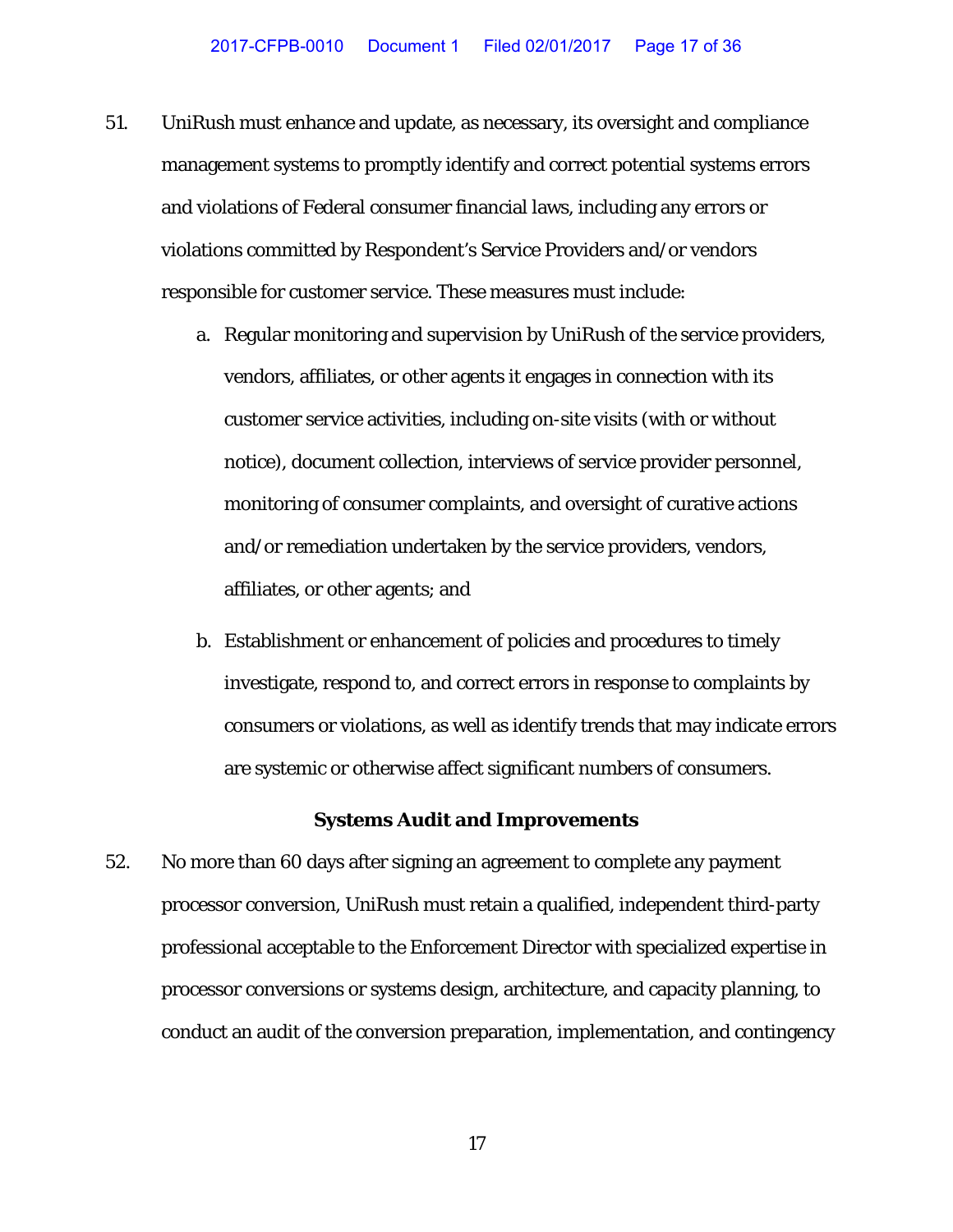51. UniRush must enhance and update, as necessary, its oversight and compliance management systems to promptly identify and correct potential systems errors and violations of Federal consumer financial laws, including any errors or violations committed by Respondent's Service Providers and/or vendors responsible for customer service. These measures must include:

    a. Regular monitoring and supervision by UniRush of the service providers, vendors, affiliates, or other agents it engages in connection with its customer service activities, including on-site visits (with or without notice), document collection, interviews of service provider personnel, monitoring of consumer complaints, and oversight of curative actions and/or remediation undertaken by the service providers, vendors, affiliates, or other agents; and

    b. Establishment or enhancement of policies and procedures to timely investigate, respond to, and correct errors in response to complaints by consumers or violations, as well as identify trends that may indicate errors are systemic or otherwise affect significant numbers of consumers.

**Systems Audit and Improvements**

52. No more than 60 days after signing an agreement to complete any payment processor conversion, UniRush must retain a qualified, independent third-party professional acceptable to the Enforcement Director with specialized expertise in processor conversions or systems design, architecture, and capacity planning, to conduct an audit of the conversion preparation, implementation, and contingency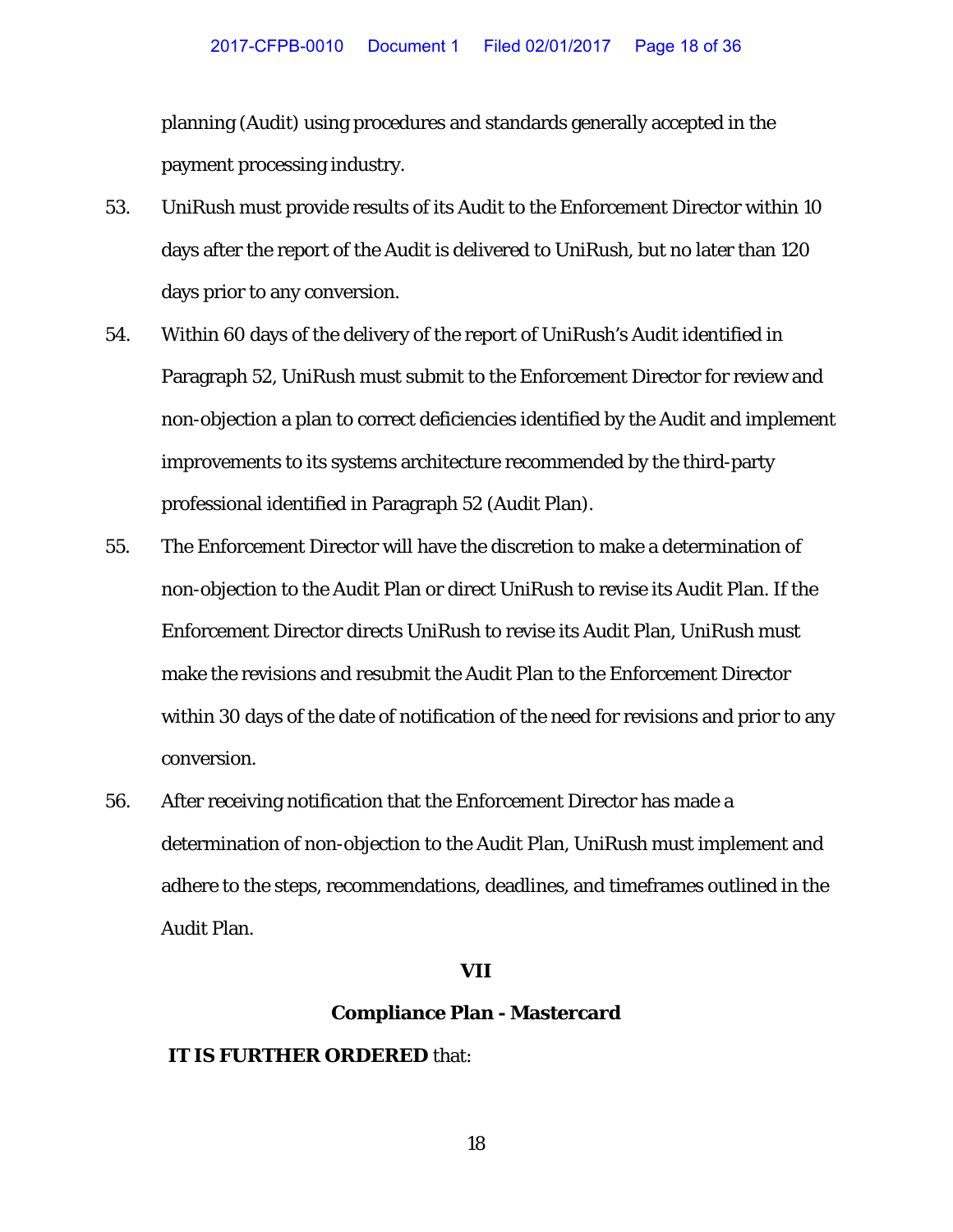planning (Audit) using procedures and standards generally accepted in the payment processing industry.

53. UniRush must provide results of its Audit to the Enforcement Director within 10 days after the report of the Audit is delivered to UniRush, but no later than 120 days prior to any conversion.

54. Within 60 days of the delivery of the report of UniRush's Audit identified in Paragraph 52, UniRush must submit to the Enforcement Director for review and non-objection a plan to correct deficiencies identified by the Audit and implement improvements to its systems architecture recommended by the third-party professional identified in Paragraph 52 (Audit Plan).

55. The Enforcement Director will have the discretion to make a determination of non-objection to the Audit Plan or direct UniRush to revise its Audit Plan. If the Enforcement Director directs UniRush to revise its Audit Plan, UniRush must make the revisions and resubmit the Audit Plan to the Enforcement Director within 30 days of the date of notification of the need for revisions and prior to any conversion.

56. After receiving notification that the Enforcement Director has made a determination of non-objection to the Audit Plan, UniRush must implement and adhere to the steps, recommendations, deadlines, and timeframes outlined in the Audit Plan.

## VII

## Compliance Plan - Mastercard

**IT IS FURTHER ORDERED** that: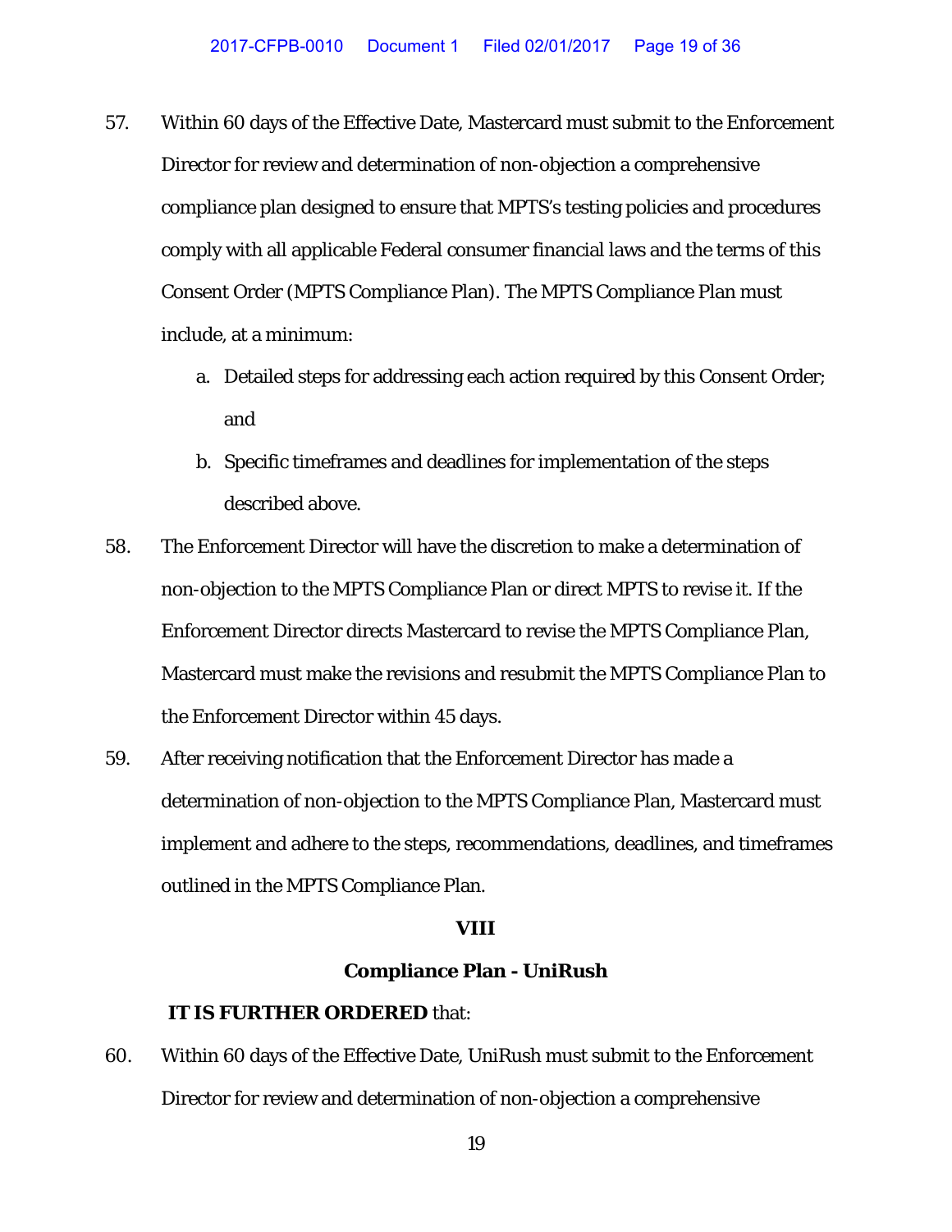57. Within 60 days of the Effective Date, Mastercard must submit to the Enforcement Director for review and determination of non-objection a comprehensive compliance plan designed to ensure that MPTS's testing policies and procedures comply with all applicable Federal consumer financial laws and the terms of this Consent Order (MPTS Compliance Plan). The MPTS Compliance Plan must include, at a minimum:

    a. Detailed steps for addressing each action required by this Consent Order; and

    b. Specific timeframes and deadlines for implementation of the steps described above.

58. The Enforcement Director will have the discretion to make a determination of non-objection to the MPTS Compliance Plan or direct MPTS to revise it. If the Enforcement Director directs Mastercard to revise the MPTS Compliance Plan, Mastercard must make the revisions and resubmit the MPTS Compliance Plan to the Enforcement Director within 45 days.

59. After receiving notification that the Enforcement Director has made a determination of non-objection to the MPTS Compliance Plan, Mastercard must implement and adhere to the steps, recommendations, deadlines, and timeframes outlined in the MPTS Compliance Plan.

## VIII

## Compliance Plan - UniRush

**IT IS FURTHER ORDERED** that:

60. Within 60 days of the Effective Date, UniRush must submit to the Enforcement Director for review and determination of non-objection a comprehensive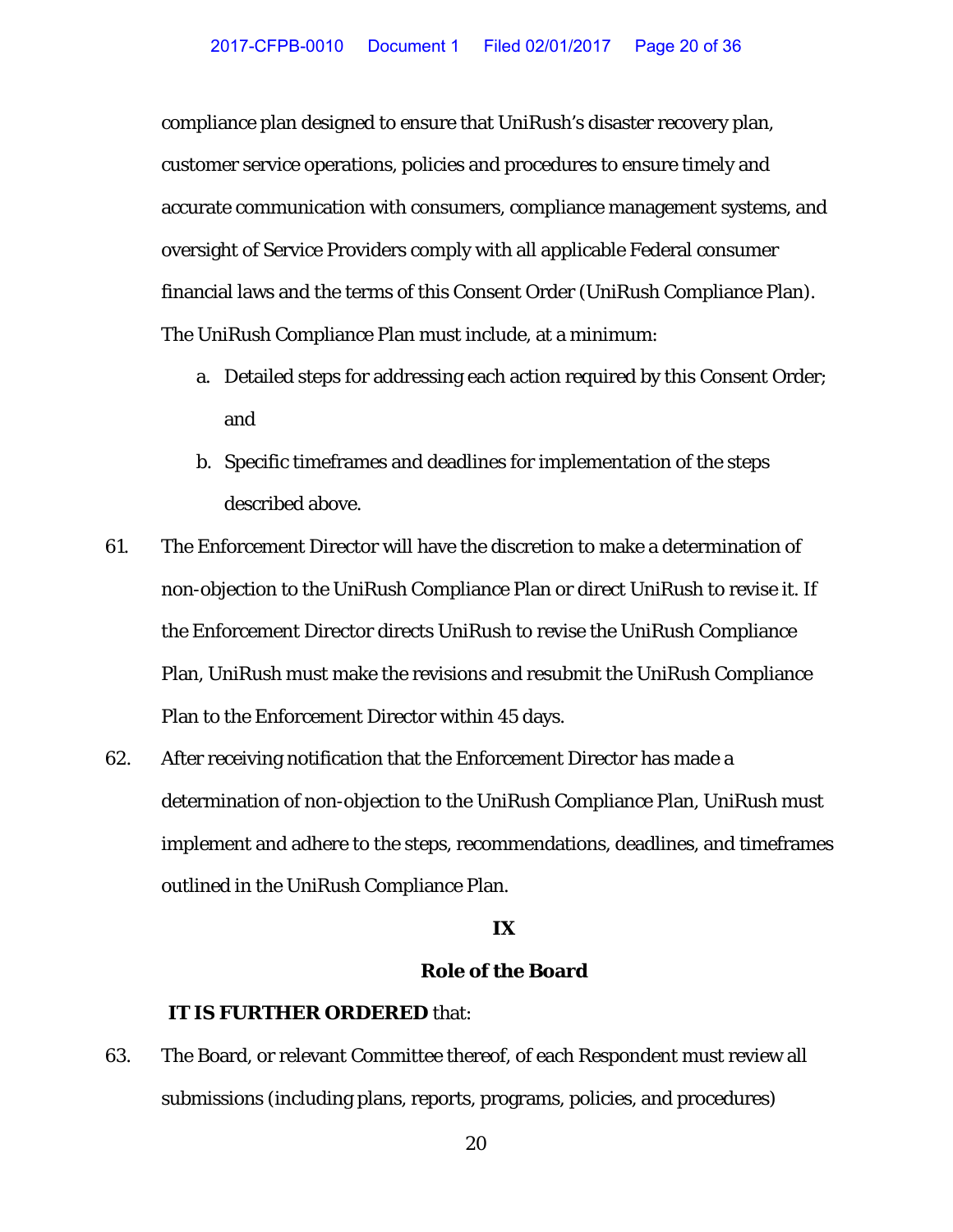compliance plan designed to ensure that UniRush's disaster recovery plan, customer service operations, policies and procedures to ensure timely and accurate communication with consumers, compliance management systems, and oversight of Service Providers comply with all applicable Federal consumer financial laws and the terms of this Consent Order (UniRush Compliance Plan). The UniRush Compliance Plan must include, at a minimum:

a. Detailed steps for addressing each action required by this Consent Order; and

b. Specific timeframes and deadlines for implementation of the steps described above.

61. The Enforcement Director will have the discretion to make a determination of non-objection to the UniRush Compliance Plan or direct UniRush to revise it. If the Enforcement Director directs UniRush to revise the UniRush Compliance Plan, UniRush must make the revisions and resubmit the UniRush Compliance Plan to the Enforcement Director within 45 days.

62. After receiving notification that the Enforcement Director has made a determination of non-objection to the UniRush Compliance Plan, UniRush must implement and adhere to the steps, recommendations, deadlines, and timeframes outlined in the UniRush Compliance Plan.

## IX

## Role of the Board

**IT IS FURTHER ORDERED** that:

63. The Board, or relevant Committee thereof, of each Respondent must review all submissions (including plans, reports, programs, policies, and procedures)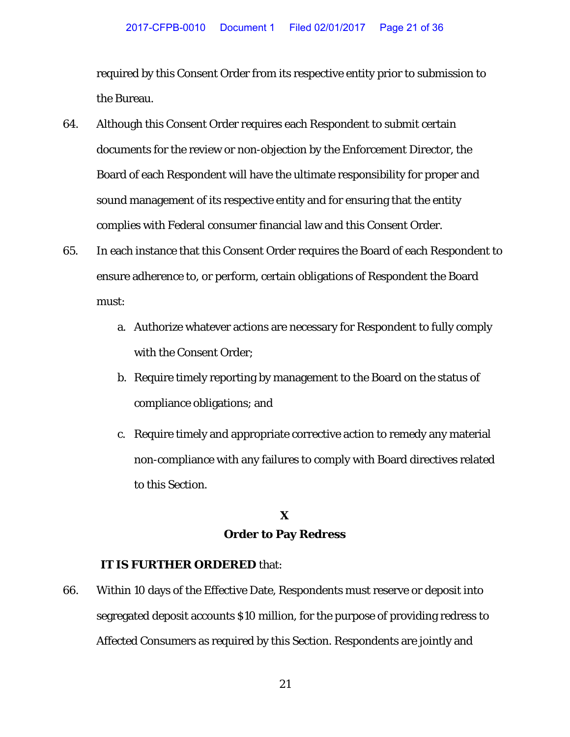required by this Consent Order from its respective entity prior to submission to the Bureau.

64. Although this Consent Order requires each Respondent to submit certain documents for the review or non-objection by the Enforcement Director, the Board of each Respondent will have the ultimate responsibility for proper and sound management of its respective entity and for ensuring that the entity complies with Federal consumer financial law and this Consent Order.

65. In each instance that this Consent Order requires the Board of each Respondent to ensure adherence to, or perform, certain obligations of Respondent the Board must:

    a. Authorize whatever actions are necessary for Respondent to fully comply with the Consent Order;

    b. Require timely reporting by management to the Board on the status of compliance obligations; and

    c. Require timely and appropriate corrective action to remedy any material non-compliance with any failures to comply with Board directives related to this Section.

## X
## Order to Pay Redress

**IT IS FURTHER ORDERED** that:

66. Within 10 days of the Effective Date, Respondents must reserve or deposit into segregated deposit accounts $10 million, for the purpose of providing redress to Affected Consumers as required by this Section. Respondents are jointly and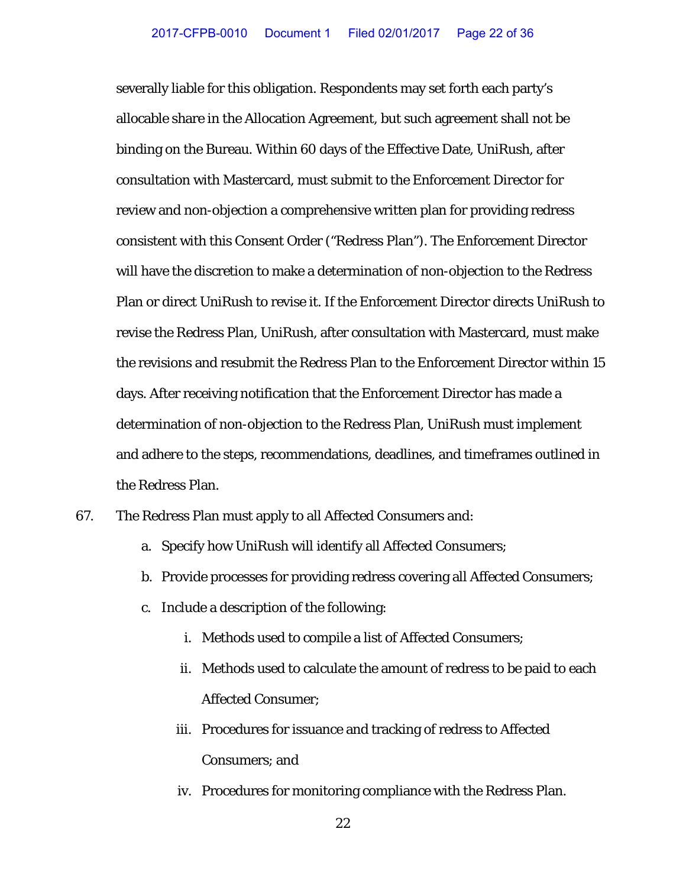severally liable for this obligation. Respondents may set forth each party's allocable share in the Allocation Agreement, but such agreement shall not be binding on the Bureau. Within 60 days of the Effective Date, UniRush, after consultation with Mastercard, must submit to the Enforcement Director for review and non-objection a comprehensive written plan for providing redress consistent with this Consent Order ("Redress Plan"). The Enforcement Director will have the discretion to make a determination of non-objection to the Redress Plan or direct UniRush to revise it. If the Enforcement Director directs UniRush to revise the Redress Plan, UniRush, after consultation with Mastercard, must make the revisions and resubmit the Redress Plan to the Enforcement Director within 15 days. After receiving notification that the Enforcement Director has made a determination of non-objection to the Redress Plan, UniRush must implement and adhere to the steps, recommendations, deadlines, and timeframes outlined in the Redress Plan.

67. The Redress Plan must apply to all Affected Consumers and:

   a. Specify how UniRush will identify all Affected Consumers;

   b. Provide processes for providing redress covering all Affected Consumers;

   c. Include a description of the following:

      i. Methods used to compile a list of Affected Consumers;

      ii. Methods used to calculate the amount of redress to be paid to each Affected Consumer;

      iii. Procedures for issuance and tracking of redress to Affected Consumers; and

      iv. Procedures for monitoring compliance with the Redress Plan.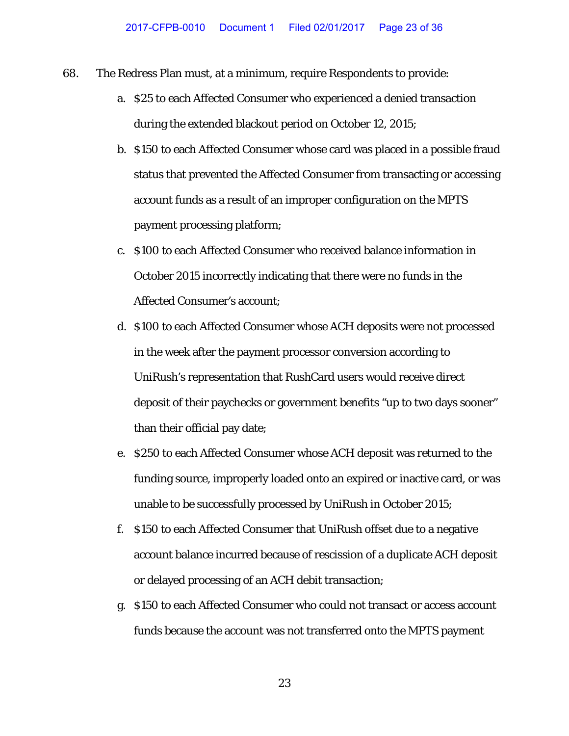68. The Redress Plan must, at a minimum, require Respondents to provide:

   a. $25 to each Affected Consumer who experienced a denied transaction during the extended blackout period on October 12, 2015;

   b. $150 to each Affected Consumer whose card was placed in a possible fraud status that prevented the Affected Consumer from transacting or accessing account funds as a result of an improper configuration on the MPTS payment processing platform;

   c. $100 to each Affected Consumer who received balance information in October 2015 incorrectly indicating that there were no funds in the Affected Consumer's account;

   d. $100 to each Affected Consumer whose ACH deposits were not processed in the week after the payment processor conversion according to UniRush's representation that RushCard users would receive direct deposit of their paychecks or government benefits "up to two days sooner" than their official pay date;

   e. $250 to each Affected Consumer whose ACH deposit was returned to the funding source, improperly loaded onto an expired or inactive card, or was unable to be successfully processed by UniRush in October 2015;

   f. $150 to each Affected Consumer that UniRush offset due to a negative account balance incurred because of rescission of a duplicate ACH deposit or delayed processing of an ACH debit transaction;

   g. $150 to each Affected Consumer who could not transact or access account funds because the account was not transferred onto the MPTS payment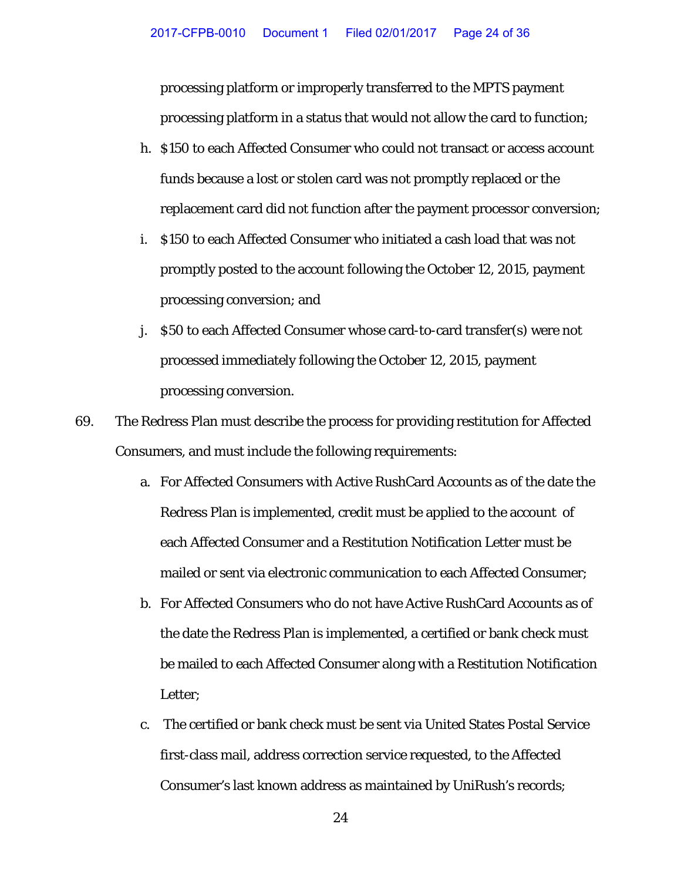processing platform or improperly transferred to the MPTS payment processing platform in a status that would not allow the card to function;

h. $150 to each Affected Consumer who could not transact or access account funds because a lost or stolen card was not promptly replaced or the replacement card did not function after the payment processor conversion;

i. $150 to each Affected Consumer who initiated a cash load that was not promptly posted to the account following the October 12, 2015, payment processing conversion; and

j. $50 to each Affected Consumer whose card-to-card transfer(s) were not processed immediately following the October 12, 2015, payment processing conversion.

69. The Redress Plan must describe the process for providing restitution for Affected Consumers, and must include the following requirements:

a. For Affected Consumers with Active RushCard Accounts as of the date the Redress Plan is implemented, credit must be applied to the account of each Affected Consumer and a Restitution Notification Letter must be mailed or sent via electronic communication to each Affected Consumer;

b. For Affected Consumers who do not have Active RushCard Accounts as of the date the Redress Plan is implemented, a certified or bank check must be mailed to each Affected Consumer along with a Restitution Notification Letter;

c. The certified or bank check must be sent via United States Postal Service first-class mail, address correction service requested, to the Affected Consumer's last known address as maintained by UniRush's records;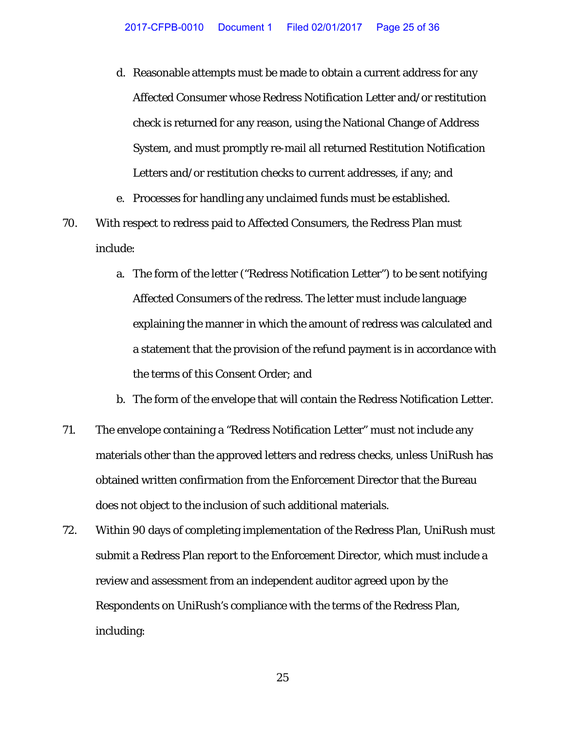d. Reasonable attempts must be made to obtain a current address for any Affected Consumer whose Redress Notification Letter and/or restitution check is returned for any reason, using the National Change of Address System, and must promptly re-mail all returned Restitution Notification Letters and/or restitution checks to current addresses, if any; and

e. Processes for handling any unclaimed funds must be established.

70. With respect to redress paid to Affected Consumers, the Redress Plan must include:

a. The form of the letter ("Redress Notification Letter") to be sent notifying Affected Consumers of the redress. The letter must include language explaining the manner in which the amount of redress was calculated and a statement that the provision of the refund payment is in accordance with the terms of this Consent Order; and

b. The form of the envelope that will contain the Redress Notification Letter.

71. The envelope containing a "Redress Notification Letter" must not include any materials other than the approved letters and redress checks, unless UniRush has obtained written confirmation from the Enforcement Director that the Bureau does not object to the inclusion of such additional materials.

72. Within 90 days of completing implementation of the Redress Plan, UniRush must submit a Redress Plan report to the Enforcement Director, which must include a review and assessment from an independent auditor agreed upon by the Respondents on UniRush's compliance with the terms of the Redress Plan, including: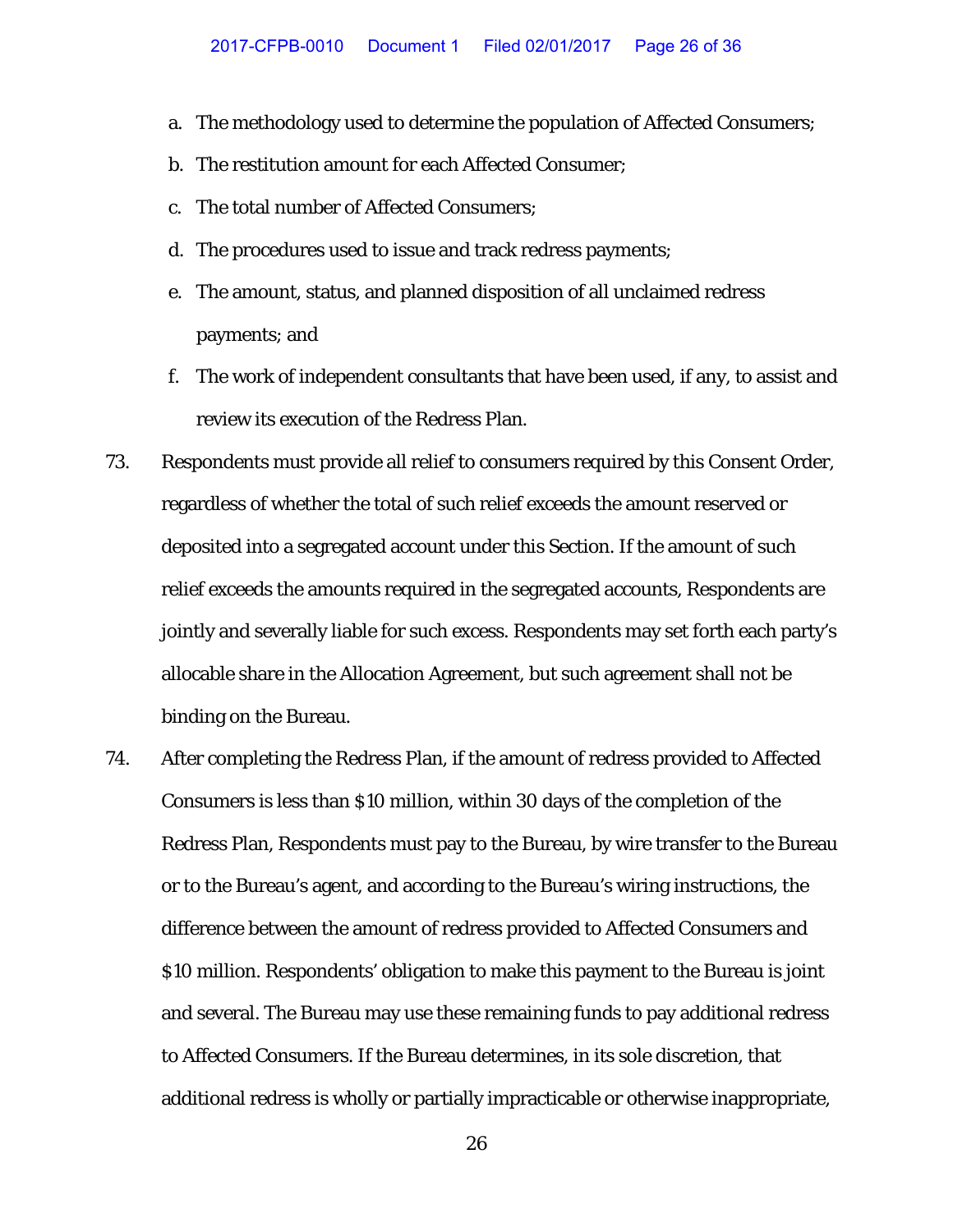a. The methodology used to determine the population of Affected Consumers;
b. The restitution amount for each Affected Consumer;
c. The total number of Affected Consumers;
d. The procedures used to issue and track redress payments;
e. The amount, status, and planned disposition of all unclaimed redress payments; and
f. The work of independent consultants that have been used, if any, to assist and review its execution of the Redress Plan.

73. Respondents must provide all relief to consumers required by this Consent Order, regardless of whether the total of such relief exceeds the amount reserved or deposited into a segregated account under this Section. If the amount of such relief exceeds the amounts required in the segregated accounts, Respondents are jointly and severally liable for such excess. Respondents may set forth each party's allocable share in the Allocation Agreement, but such agreement shall not be binding on the Bureau.

74. After completing the Redress Plan, if the amount of redress provided to Affected Consumers is less than $10 million, within 30 days of the completion of the Redress Plan, Respondents must pay to the Bureau, by wire transfer to the Bureau or to the Bureau's agent, and according to the Bureau's wiring instructions, the difference between the amount of redress provided to Affected Consumers and $10 million. Respondents' obligation to make this payment to the Bureau is joint and several. The Bureau may use these remaining funds to pay additional redress to Affected Consumers. If the Bureau determines, in its sole discretion, that additional redress is wholly or partially impracticable or otherwise inappropriate,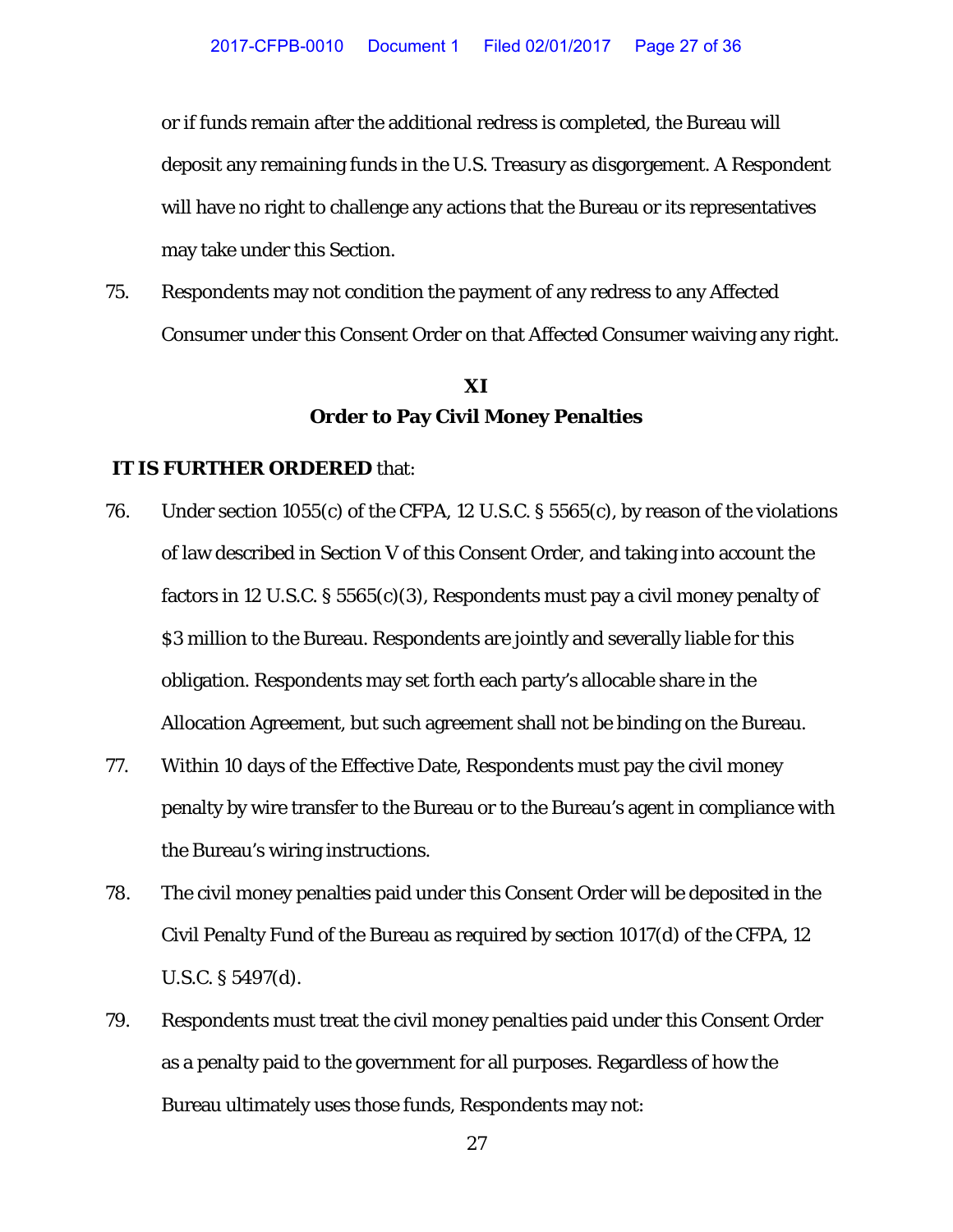or if funds remain after the additional redress is completed, the Bureau will deposit any remaining funds in the U.S. Treasury as disgorgement. A Respondent will have no right to challenge any actions that the Bureau or its representatives may take under this Section.

75. Respondents may not condition the payment of any redress to any Affected Consumer under this Consent Order on that Affected Consumer waiving any right.

## XI
## Order to Pay Civil Money Penalties

**IT IS FURTHER ORDERED** that:

76. Under section 1055(c) of the CFPA, 12 U.S.C. § 5565(c), by reason of the violations of law described in Section V of this Consent Order, and taking into account the factors in 12 U.S.C. § 5565(c)(3), Respondents must pay a civil money penalty of $3 million to the Bureau. Respondents are jointly and severally liable for this obligation. Respondents may set forth each party's allocable share in the Allocation Agreement, but such agreement shall not be binding on the Bureau.

77. Within 10 days of the Effective Date, Respondents must pay the civil money penalty by wire transfer to the Bureau or to the Bureau's agent in compliance with the Bureau's wiring instructions.

78. The civil money penalties paid under this Consent Order will be deposited in the Civil Penalty Fund of the Bureau as required by section 1017(d) of the CFPA, 12 U.S.C. § 5497(d).

79. Respondents must treat the civil money penalties paid under this Consent Order as a penalty paid to the government for all purposes. Regardless of how the Bureau ultimately uses those funds, Respondents may not: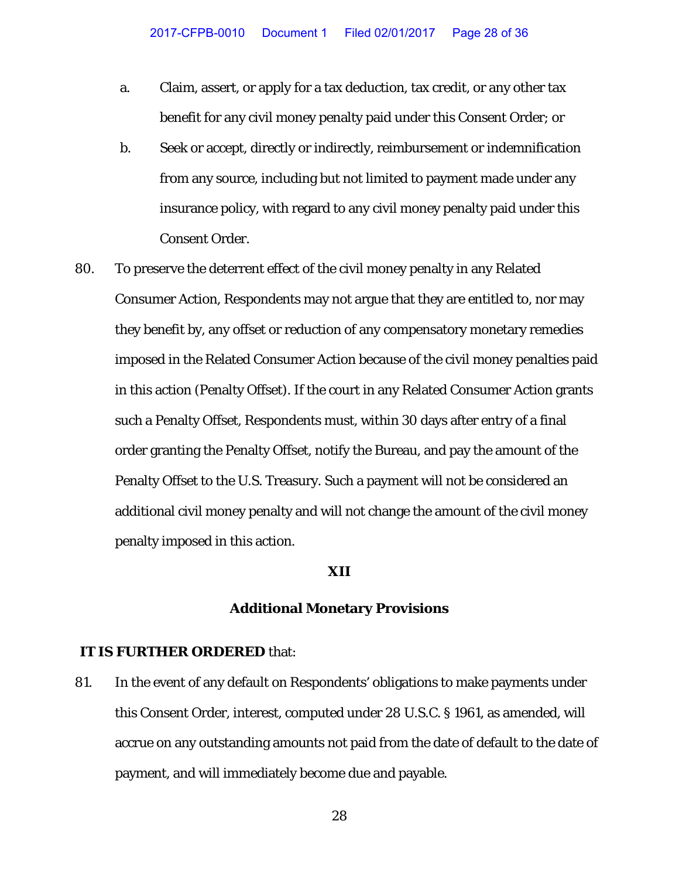a. Claim, assert, or apply for a tax deduction, tax credit, or any other tax benefit for any civil money penalty paid under this Consent Order; or

b. Seek or accept, directly or indirectly, reimbursement or indemnification from any source, including but not limited to payment made under any insurance policy, with regard to any civil money penalty paid under this Consent Order.

80. To preserve the deterrent effect of the civil money penalty in any Related Consumer Action, Respondents may not argue that they are entitled to, nor may they benefit by, any offset or reduction of any compensatory monetary remedies imposed in the Related Consumer Action because of the civil money penalties paid in this action (Penalty Offset). If the court in any Related Consumer Action grants such a Penalty Offset, Respondents must, within 30 days after entry of a final order granting the Penalty Offset, notify the Bureau, and pay the amount of the Penalty Offset to the U.S. Treasury. Such a payment will not be considered an additional civil money penalty and will not change the amount of the civil money penalty imposed in this action.

## XII

## Additional Monetary Provisions

**IT IS FURTHER ORDERED** that:

81. In the event of any default on Respondents' obligations to make payments under this Consent Order, interest, computed under 28 U.S.C. § 1961, as amended, will accrue on any outstanding amounts not paid from the date of default to the date of payment, and will immediately become due and payable.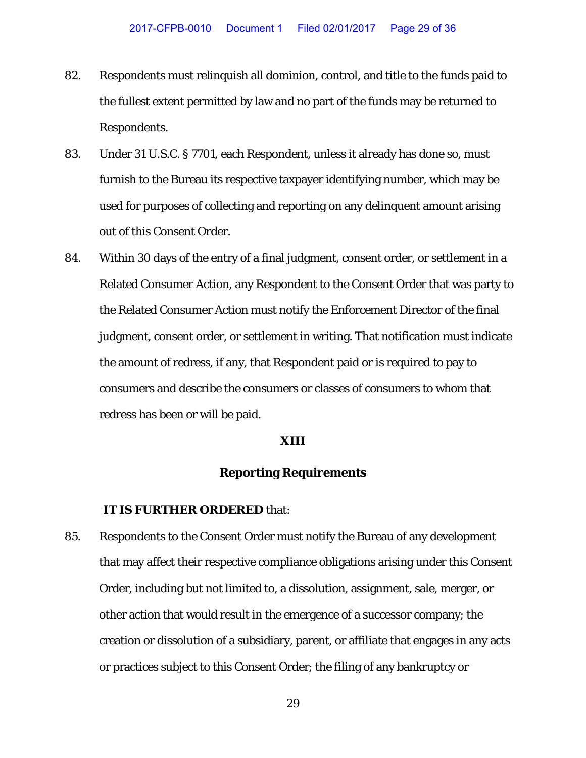82. Respondents must relinquish all dominion, control, and title to the funds paid to the fullest extent permitted by law and no part of the funds may be returned to Respondents.

83. Under 31 U.S.C. § 7701, each Respondent, unless it already has done so, must furnish to the Bureau its respective taxpayer identifying number, which may be used for purposes of collecting and reporting on any delinquent amount arising out of this Consent Order.

84. Within 30 days of the entry of a final judgment, consent order, or settlement in a Related Consumer Action, any Respondent to the Consent Order that was party to the Related Consumer Action must notify the Enforcement Director of the final judgment, consent order, or settlement in writing. That notification must indicate the amount of redress, if any, that Respondent paid or is required to pay to consumers and describe the consumers or classes of consumers to whom that redress has been or will be paid.

## XIII

## Reporting Requirements

**IT IS FURTHER ORDERED** that:

85. Respondents to the Consent Order must notify the Bureau of any development that may affect their respective compliance obligations arising under this Consent Order, including but not limited to, a dissolution, assignment, sale, merger, or other action that would result in the emergence of a successor company; the creation or dissolution of a subsidiary, parent, or affiliate that engages in any acts or practices subject to this Consent Order; the filing of any bankruptcy or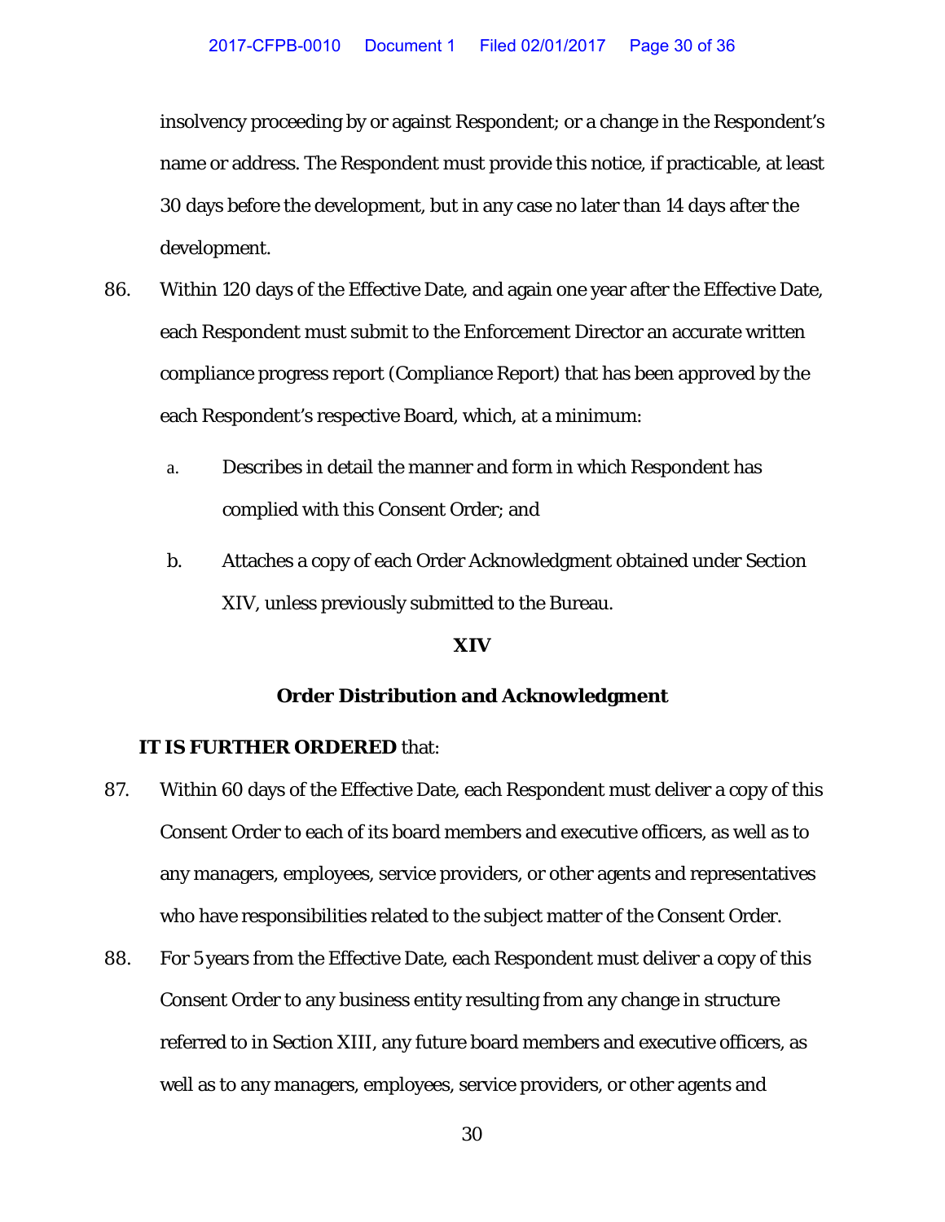insolvency proceeding by or against Respondent; or a change in the Respondent's name or address. The Respondent must provide this notice, if practicable, at least 30 days before the development, but in any case no later than 14 days after the development.

86. Within 120 days of the Effective Date, and again one year after the Effective Date, each Respondent must submit to the Enforcement Director an accurate written compliance progress report (Compliance Report) that has been approved by the each Respondent's respective Board, which, at a minimum:

    a. Describes in detail the manner and form in which Respondent has complied with this Consent Order; and

    b. Attaches a copy of each Order Acknowledgment obtained under Section XIV, unless previously submitted to the Bureau.

## XIV

## Order Distribution and Acknowledgment

**IT IS FURTHER ORDERED** that:

87. Within 60 days of the Effective Date, each Respondent must deliver a copy of this Consent Order to each of its board members and executive officers, as well as to any managers, employees, service providers, or other agents and representatives who have responsibilities related to the subject matter of the Consent Order.

88. For 5 years from the Effective Date, each Respondent must deliver a copy of this Consent Order to any business entity resulting from any change in structure referred to in Section XIII, any future board members and executive officers, as well as to any managers, employees, service providers, or other agents and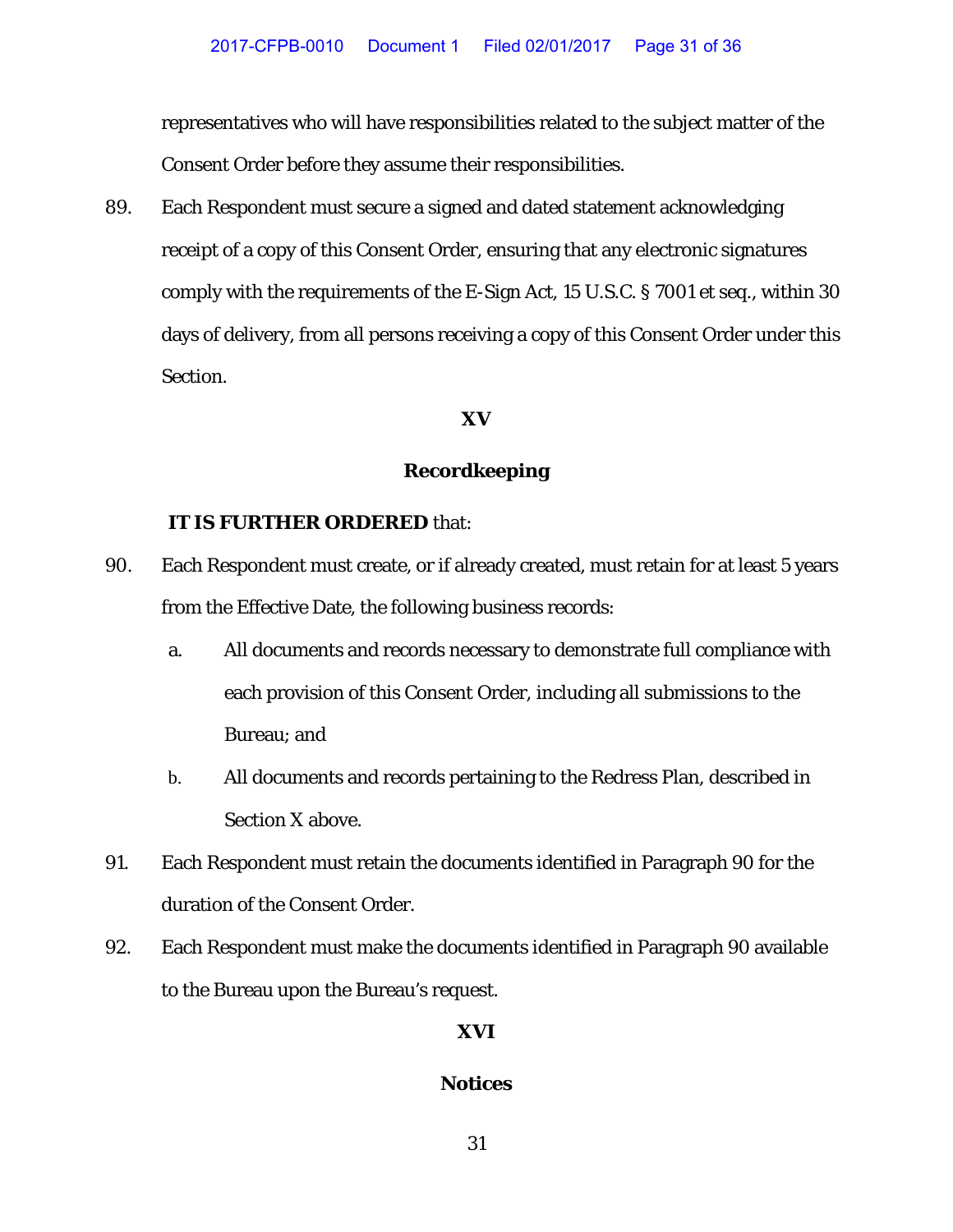representatives who will have responsibilities related to the subject matter of the Consent Order before they assume their responsibilities.

89. Each Respondent must secure a signed and dated statement acknowledging receipt of a copy of this Consent Order, ensuring that any electronic signatures comply with the requirements of the E-Sign Act, 15 U.S.C. § 7001 et seq., within 30 days of delivery, from all persons receiving a copy of this Consent Order under this Section.

## XV

## Recordkeeping

**IT IS FURTHER ORDERED** that:

90. Each Respondent must create, or if already created, must retain for at least 5 years from the Effective Date, the following business records:

    a. All documents and records necessary to demonstrate full compliance with each provision of this Consent Order, including all submissions to the Bureau; and

    b. All documents and records pertaining to the Redress Plan, described in Section X above.

91. Each Respondent must retain the documents identified in Paragraph 90 for the duration of the Consent Order.

92. Each Respondent must make the documents identified in Paragraph 90 available to the Bureau upon the Bureau's request.

## XVI

## Notices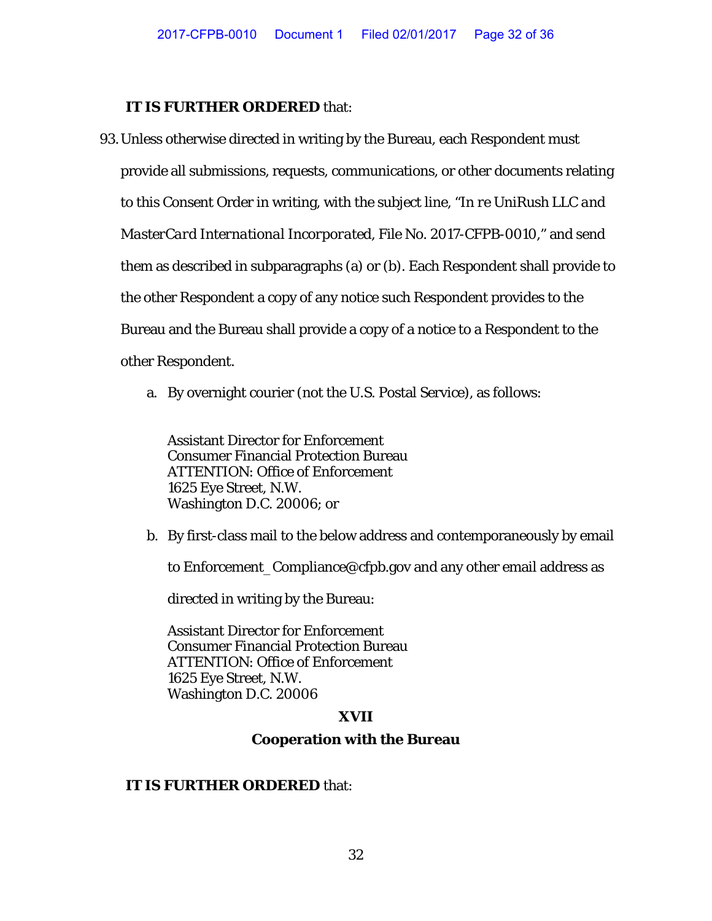**IT IS FURTHER ORDERED** that:

93. Unless otherwise directed in writing by the Bureau, each Respondent must provide all submissions, requests, communications, or other documents relating to this Consent Order in writing, with the subject line, "*In re UniRush LLC and MasterCard International Incorporated*, File No. 2017-CFPB-0010," and send them as described in subparagraphs (a) or (b). Each Respondent shall provide to the other Respondent a copy of any notice such Respondent provides to the Bureau and the Bureau shall provide a copy of a notice to a Respondent to the other Respondent.

    a. By overnight courier (not the U.S. Postal Service), as follows:

        Assistant Director for Enforcement
        Consumer Financial Protection Bureau
        ATTENTION: Office of Enforcement
        1625 Eye Street, N.W.
        Washington D.C. 20006; or

    b. By first-class mail to the below address and contemporaneously by email to Enforcement_Compliance@cfpb.gov and any other email address as directed in writing by the Bureau:

        Assistant Director for Enforcement
        Consumer Financial Protection Bureau
        ATTENTION: Office of Enforcement
        1625 Eye Street, N.W.
        Washington D.C. 20006

## XVII

## Cooperation with the Bureau

**IT IS FURTHER ORDERED** that: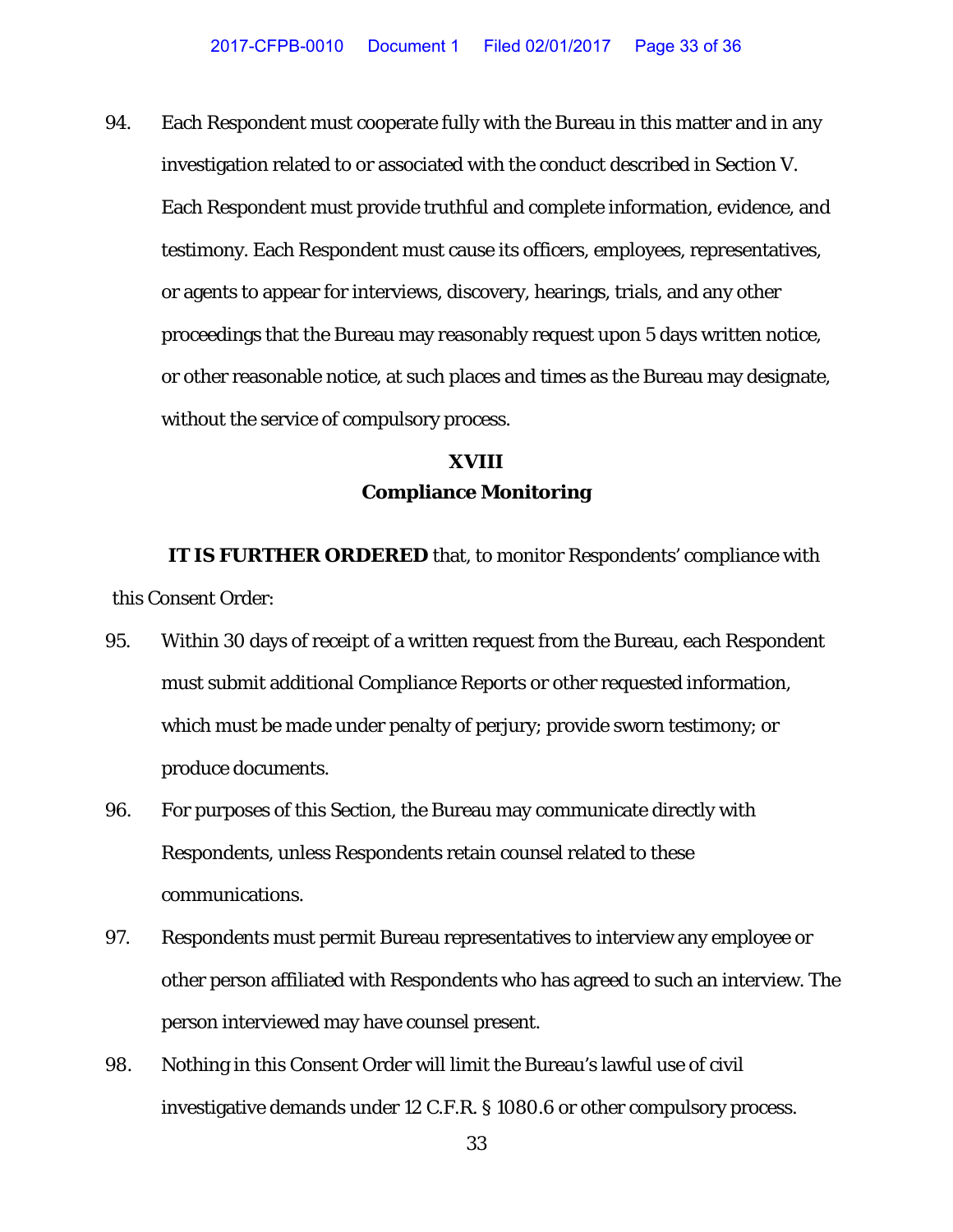94. Each Respondent must cooperate fully with the Bureau in this matter and in any investigation related to or associated with the conduct described in Section V. Each Respondent must provide truthful and complete information, evidence, and testimony. Each Respondent must cause its officers, employees, representatives, or agents to appear for interviews, discovery, hearings, trials, and any other proceedings that the Bureau may reasonably request upon 5 days written notice, or other reasonable notice, at such places and times as the Bureau may designate, without the service of compulsory process.

## XVIII
## Compliance Monitoring

**IT IS FURTHER ORDERED** that, to monitor Respondents' compliance with this Consent Order:

95. Within 30 days of receipt of a written request from the Bureau, each Respondent must submit additional Compliance Reports or other requested information, which must be made under penalty of perjury; provide sworn testimony; or produce documents.

96. For purposes of this Section, the Bureau may communicate directly with Respondents, unless Respondents retain counsel related to these communications.

97. Respondents must permit Bureau representatives to interview any employee or other person affiliated with Respondents who has agreed to such an interview. The person interviewed may have counsel present.

98. Nothing in this Consent Order will limit the Bureau's lawful use of civil investigative demands under 12 C.F.R. § 1080.6 or other compulsory process.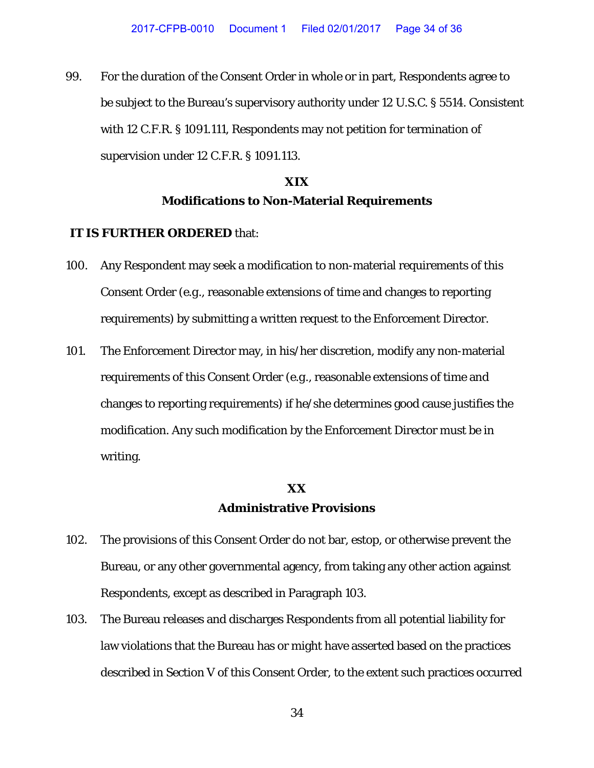99. For the duration of the Consent Order in whole or in part, Respondents agree to be subject to the Bureau's supervisory authority under 12 U.S.C. § 5514. Consistent with 12 C.F.R. § 1091.111, Respondents may not petition for termination of supervision under 12 C.F.R. § 1091.113.

## XIX
## Modifications to Non-Material Requirements

**IT IS FURTHER ORDERED** that:

100. Any Respondent may seek a modification to non-material requirements of this Consent Order (e.g., reasonable extensions of time and changes to reporting requirements) by submitting a written request to the Enforcement Director.

101. The Enforcement Director may, in his/her discretion, modify any non-material requirements of this Consent Order (e.g., reasonable extensions of time and changes to reporting requirements) if he/she determines good cause justifies the modification. Any such modification by the Enforcement Director must be in writing.

## XX
## Administrative Provisions

102. The provisions of this Consent Order do not bar, estop, or otherwise prevent the Bureau, or any other governmental agency, from taking any other action against Respondents, except as described in Paragraph 103.

103. The Bureau releases and discharges Respondents from all potential liability for law violations that the Bureau has or might have asserted based on the practices described in Section V of this Consent Order, to the extent such practices occurred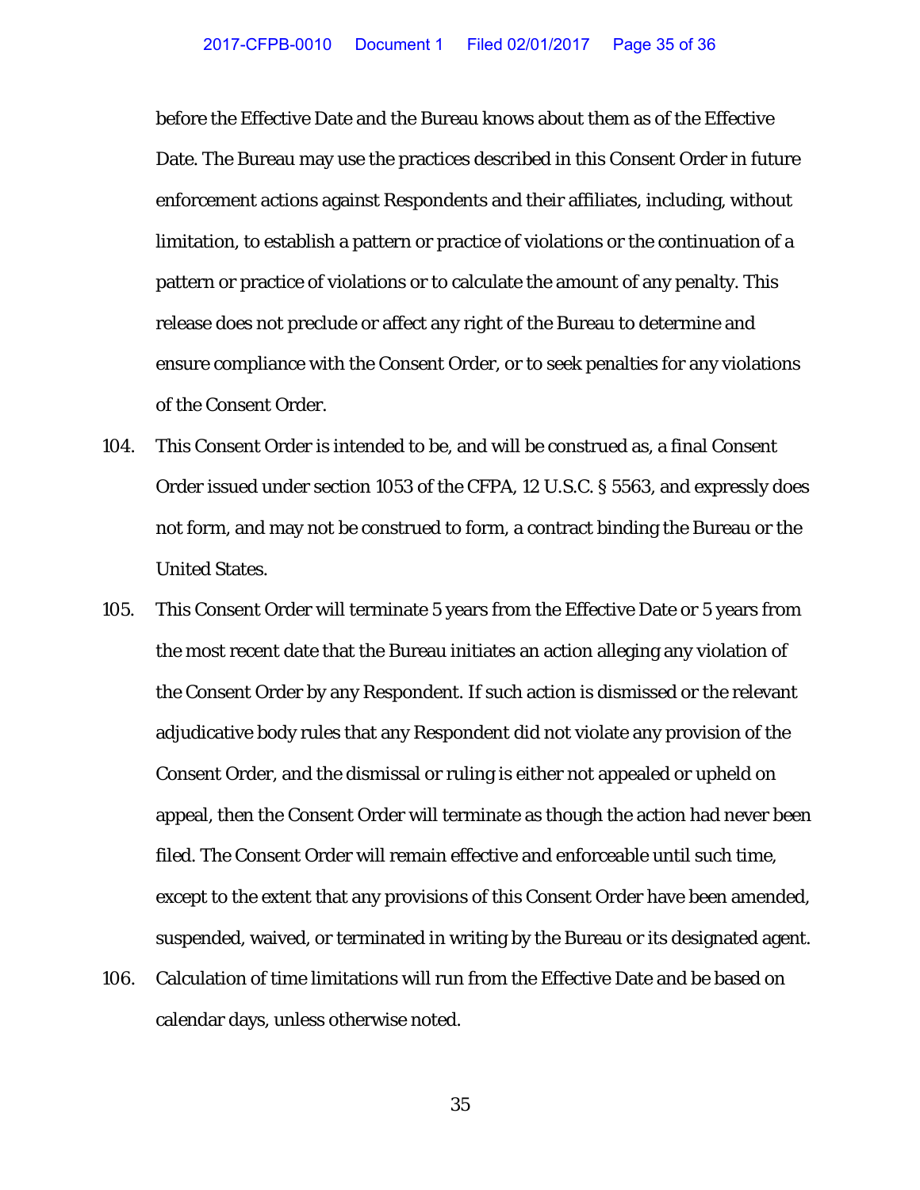before the Effective Date and the Bureau knows about them as of the Effective Date. The Bureau may use the practices described in this Consent Order in future enforcement actions against Respondents and their affiliates, including, without limitation, to establish a pattern or practice of violations or the continuation of a pattern or practice of violations or to calculate the amount of any penalty. This release does not preclude or affect any right of the Bureau to determine and ensure compliance with the Consent Order, or to seek penalties for any violations of the Consent Order.

104. This Consent Order is intended to be, and will be construed as, a final Consent Order issued under section 1053 of the CFPA, 12 U.S.C. § 5563, and expressly does not form, and may not be construed to form, a contract binding the Bureau or the United States.

105. This Consent Order will terminate 5 years from the Effective Date or 5 years from the most recent date that the Bureau initiates an action alleging any violation of the Consent Order by any Respondent. If such action is dismissed or the relevant adjudicative body rules that any Respondent did not violate any provision of the Consent Order, and the dismissal or ruling is either not appealed or upheld on appeal, then the Consent Order will terminate as though the action had never been filed. The Consent Order will remain effective and enforceable until such time, except to the extent that any provisions of this Consent Order have been amended, suspended, waived, or terminated in writing by the Bureau or its designated agent.

106. Calculation of time limitations will run from the Effective Date and be based on calendar days, unless otherwise noted.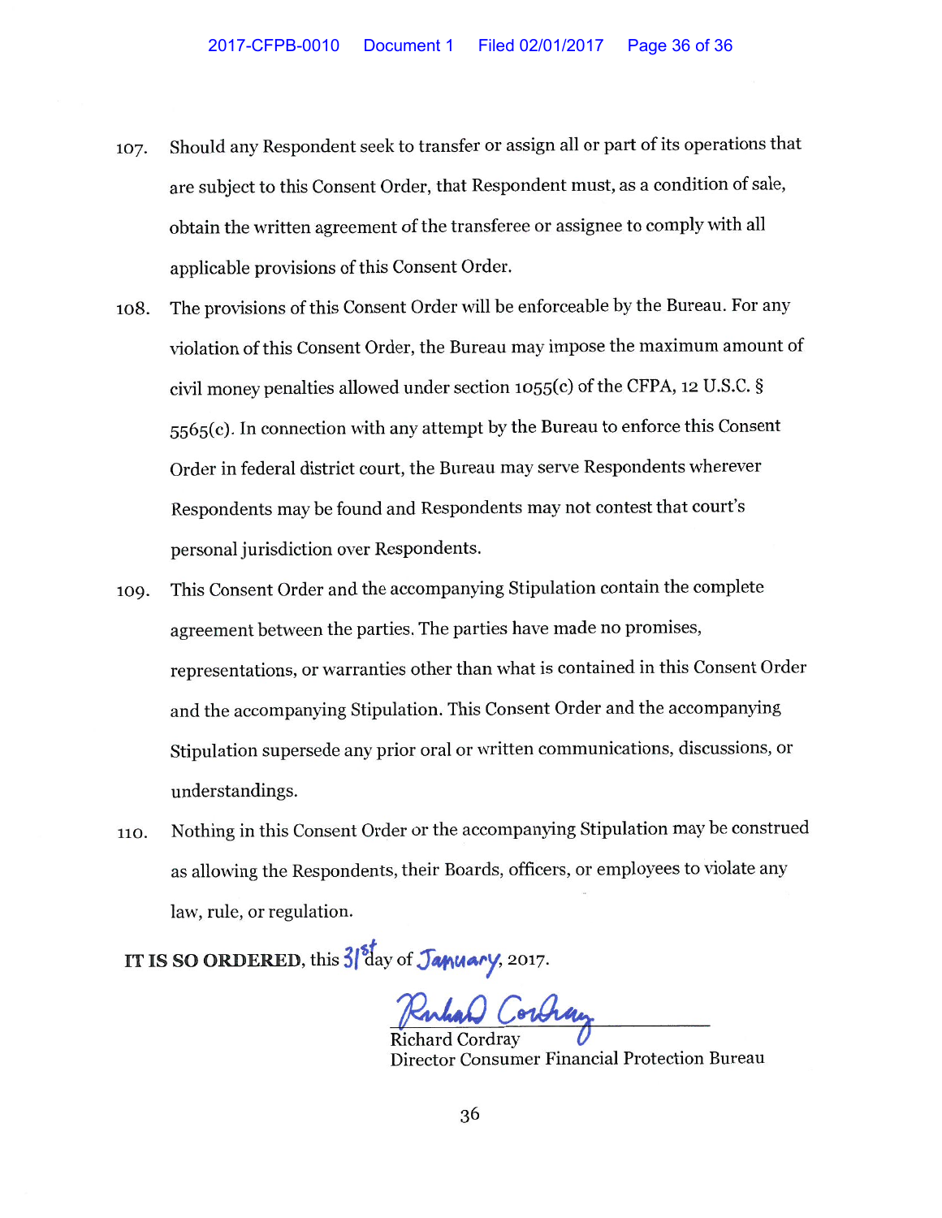107. Should any Respondent seek to transfer or assign all or part of its operations that are subject to this Consent Order, that Respondent must, as a condition of sale, obtain the written agreement of the transferee or assignee to comply with all applicable provisions of this Consent Order.

108. The provisions of this Consent Order will be enforceable by the Bureau. For any violation of this Consent Order, the Bureau may impose the maximum amount of civil money penalties allowed under section 1055(c) of the CFPA, 12 U.S.C. § 5565(c). In connection with any attempt by the Bureau to enforce this Consent Order in federal district court, the Bureau may serve Respondents wherever Respondents may be found and Respondents may not contest that court's personal jurisdiction over Respondents.

109. This Consent Order and the accompanying Stipulation contain the complete agreement between the parties. The parties have made no promises, representations, or warranties other than what is contained in this Consent Order and the accompanying Stipulation. This Consent Order and the accompanying Stipulation supersede any prior oral or written communications, discussions, or understandings.

110. Nothing in this Consent Order or the accompanying Stipulation may be construed as allowing the Respondents, their Boards, officers, or employees to violate any law, rule, or regulation.

**IT IS SO ORDERED**, this 31st day of January, 2017.

Richard Cordray
Director Consumer Financial Protection Bureau